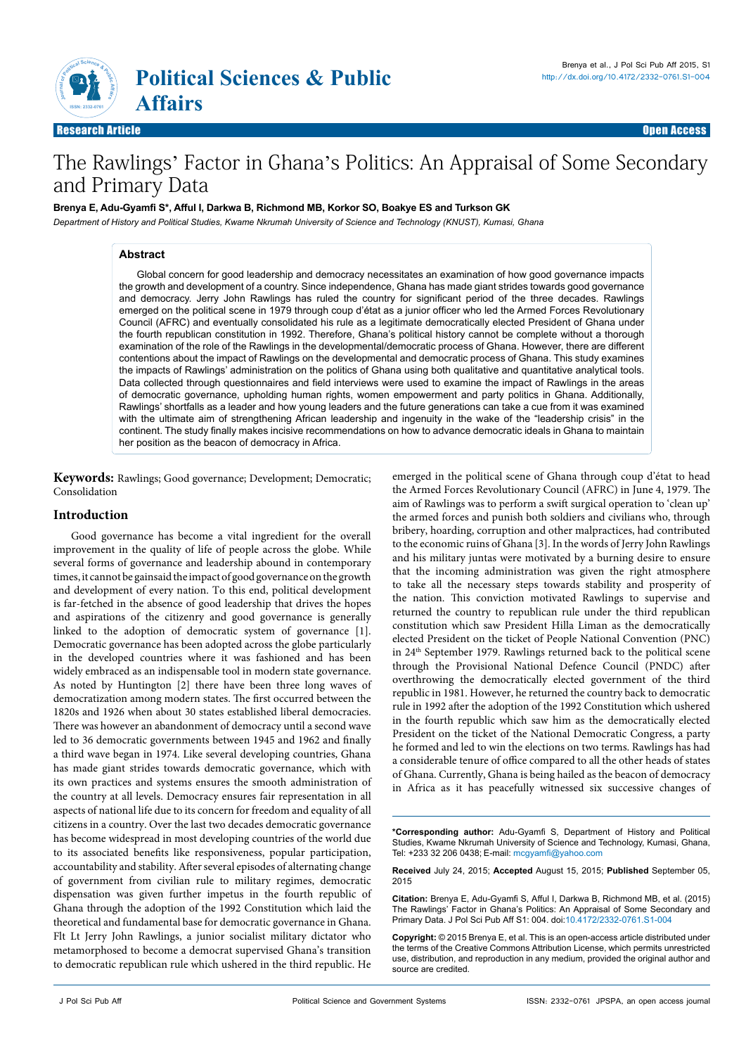# Political Sciences & Public Affairs

Research Article | Open Access

# The Rawlings' Factor in Ghana's Politics: An Appraisal of Some Secondary and Primary Data

**Brenya E, Adu-Gyamfi S\*, Afful I, Darkwa B, Richmond MB, Korkor SO, Boakye ES and Turkson GK**

*Department of History and Political Studies, Kwame Nkrumah University of Science and Technology (KNUST), Kumasi, Ghana*

## Abstract

Global concern for good leadership and democracy necessitates an examination of how good governance impacts the growth and development of a country. Since independence, Ghana has made giant strides towards good governance and democracy. Jerry John Rawlings has ruled the country for significant period of the three decades. Rawlings emerged on the political scene in 1979 through coup d'état as a junior officer who led the Armed Forces Revolutionary Council (AFRC) and eventually consolidated his rule as a legitimate democratically elected President of Ghana under the fourth republican constitution in 1992. Therefore, Ghana's political history cannot be complete without a thorough examination of the role of the Rawlings in the developmental/democratic process of Ghana. However, there are different contentions about the impact of Rawlings on the developmental and democratic process of Ghana. This study examines the impacts of Rawlings' administration on the politics of Ghana using both qualitative and quantitative analytical tools. Data collected through questionnaires and field interviews were used to examine the impact of Rawlings in the areas of democratic governance, upholding human rights, women empowerment and party politics in Ghana. Additionally, Rawlings' shortfalls as a leader and how young leaders and the future generations can take a cue from it was examined with the ultimate aim of strengthening African leadership and ingenuity in the wake of the "leadership crisis" in the continent. The study finally makes incisive recommendations on how to advance democratic ideals in Ghana to maintain her position as the beacon of democracy in Africa.

**Keywords:** Rawlings; Good governance; Development; Democratic; Consolidation

## Introduction

Good governance has become a vital ingredient for the overall improvement in the quality of life of people across the globe. While several forms of governance and leadership abound in contemporary times, it cannot be gainsaid the impact of good governance on the growth and development of every nation. To this end, political development is far-fetched in the absence of good leadership that drives the hopes and aspirations of the citizenry and good governance is generally linked to the adoption of democratic system of governance [1]. Democratic governance has been adopted across the globe particularly in the developed countries where it was fashioned and has been widely embraced as an indispensable tool in modern state governance. As noted by Huntington [2] there have been three long waves of democratization among modern states. The first occurred between the 1820s and 1926 when about 30 states established liberal democracies. There was however an abandonment of democracy until a second wave led to 36 democratic governments between 1945 and 1962 and finally a third wave began in 1974. Like several developing countries, Ghana has made giant strides towards democratic governance, which with its own practices and systems ensures the smooth administration of the country at all levels. Democracy ensures fair representation in all aspects of national life due to its concern for freedom and equality of all citizens in a country. Over the last two decades democratic governance has become widespread in most developing countries of the world due to its associated benefits like responsiveness, popular participation, accountability and stability. After several episodes of alternating change of government from civilian rule to military regimes, democratic dispensation was given further impetus in the fourth republic of Ghana through the adoption of the 1992 Constitution which laid the theoretical and fundamental base for democratic governance in Ghana. Flt Lt Jerry John Rawlings, a junior socialist military dictator who metamorphosed to become a democrat supervised Ghana's transition to democratic republican rule which ushered in the third republic. He emerged in the political scene of Ghana through coup d'état to head the Armed Forces Revolutionary Council (AFRC) in June 4, 1979. The aim of Rawlings was to perform a swift surgical operation to 'clean up' the armed forces and punish both soldiers and civilians who, through bribery, hoarding, corruption and other malpractices, had contributed to the economic ruins of Ghana [3]. In the words of Jerry John Rawlings and his military juntas were motivated by a burning desire to ensure that the incoming administration was given the right atmosphere to take all the necessary steps towards stability and prosperity of the nation. This conviction motivated Rawlings to supervise and returned the country to republican rule under the third republican constitution which saw President Hilla Liman as the democratically elected President on the ticket of People National Convention (PNC) in 24th September 1979. Rawlings returned back to the political scene through the Provisional National Defence Council (PNDC) after overthrowing the democratically elected government of the third republic in 1981. However, he returned the country back to democratic rule in 1992 after the adoption of the 1992 Constitution which ushered in the fourth republic which saw him as the democratically elected President on the ticket of the National Democratic Congress, a party he formed and led to win the elections on two terms. Rawlings has had a considerable tenure of office compared to all the other heads of states of Ghana. Currently, Ghana is being hailed as the beacon of democracy in Africa as it has peacefully witnessed six successive changes of

---

**\*Corresponding author:** Adu-Gyamfi S, Department of History and Political Studies, Kwame Nkrumah University of Science and Technology, Kumasi, Ghana, Tel: +233 32 206 0438; E-mail: mcgyamfi@yahoo.com

**Received** July 24, 2015; **Accepted** August 15, 2015; **Published** September 05, 2015

**Citation:** Brenya E, Adu-Gyamfi S, Afful I, Darkwa B, Richmond MB, et al. (2015) The Rawlings' Factor in Ghana's Politics: An Appraisal of Some Secondary and Primary Data. J Pol Sci Pub Aff S1: 004. doi:10.4172/2332-0761.S1-004

**Copyright:** © 2015 Brenya E, et al. This is an open-access article distributed under the terms of the Creative Commons Attribution License, which permits unrestricted use, distribution, and reproduction in any medium, provided the original author and source are credited.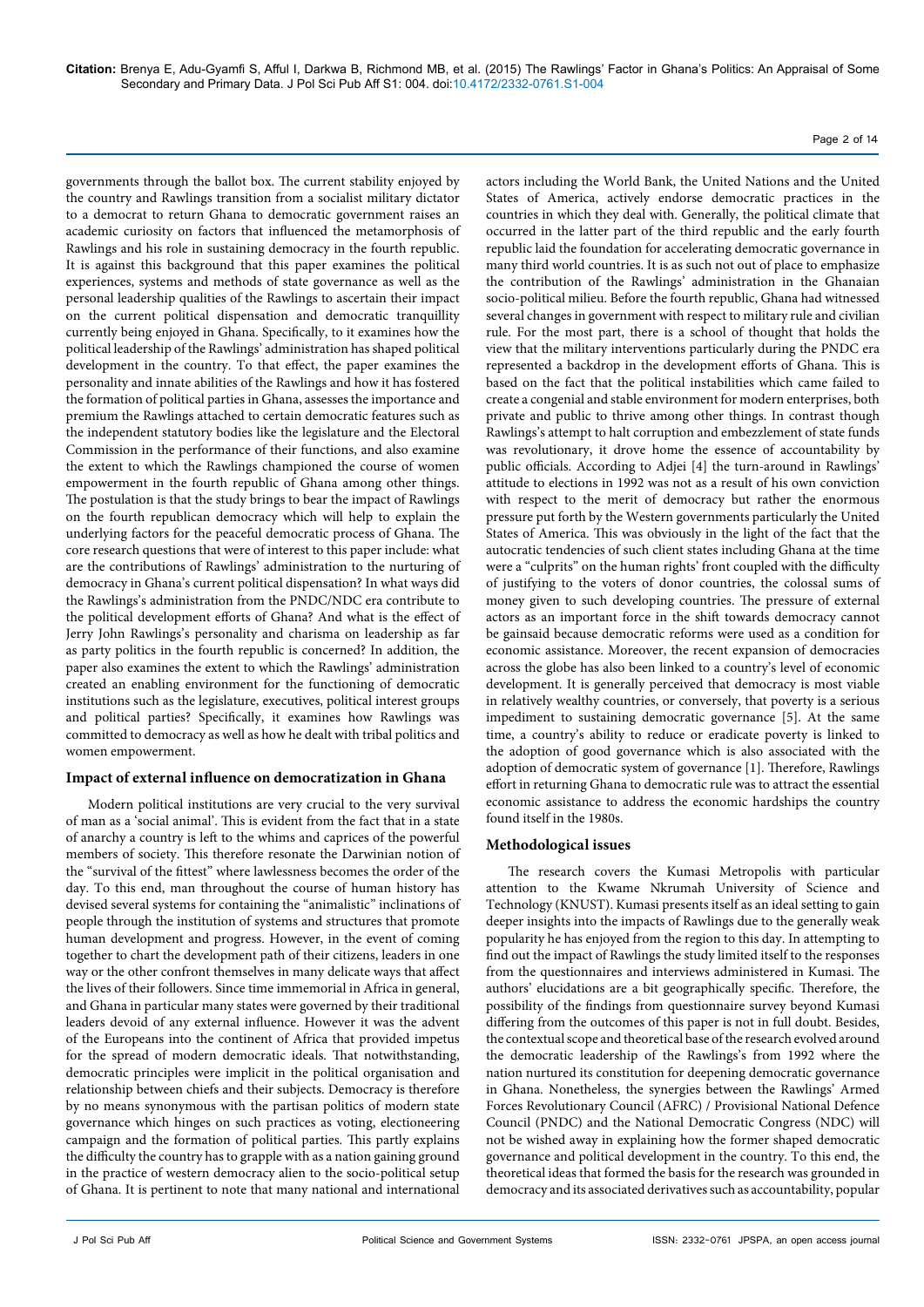governments through the ballot box. The current stability enjoyed by the country and Rawlings transition from a socialist military dictator to a democrat to return Ghana to democratic government raises an academic curiosity on factors that influenced the metamorphosis of Rawlings and his role in sustaining democracy in the fourth republic. It is against this background that this paper examines the political experiences, systems and methods of state governance as well as the personal leadership qualities of the Rawlings to ascertain their impact on the current political dispensation and democratic tranquillity currently being enjoyed in Ghana. Specifically, to it examines how the political leadership of the Rawlings' administration has shaped political development in the country. To that effect, the paper examines the personality and innate abilities of the Rawlings and how it has fostered the formation of political parties in Ghana, assesses the importance and premium the Rawlings attached to certain democratic features such as the independent statutory bodies like the legislature and the Electoral Commission in the performance of their functions, and also examine the extent to which the Rawlings championed the course of women empowerment in the fourth republic of Ghana among other things. The postulation is that the study brings to bear the impact of Rawlings on the fourth republican democracy which will help to explain the underlying factors for the peaceful democratic process of Ghana. The core research questions that were of interest to this paper include: what are the contributions of Rawlings' administration to the nurturing of democracy in Ghana's current political dispensation? In what ways did the Rawlings's administration from the PNDC/NDC era contribute to the political development efforts of Ghana? And what is the effect of Jerry John Rawlings's personality and charisma on leadership as far as party politics in the fourth republic is concerned? In addition, the paper also examines the extent to which the Rawlings' administration created an enabling environment for the functioning of democratic institutions such as the legislature, executives, political interest groups and political parties? Specifically, it examines how Rawlings was committed to democracy as well as how he dealt with tribal politics and women empowerment.

## Impact of external influence on democratization in Ghana

Modern political institutions are very crucial to the very survival of man as a 'social animal'. This is evident from the fact that in a state of anarchy a country is left to the whims and caprices of the powerful members of society. This therefore resonate the Darwinian notion of the "survival of the fittest" where lawlessness becomes the order of the day. To this end, man throughout the course of human history has devised several systems for containing the "animalistic" inclinations of people through the institution of systems and structures that promote human development and progress. However, in the event of coming together to chart the development path of their citizens, leaders in one way or the other confront themselves in many delicate ways that affect the lives of their followers. Since time immemorial in Africa in general, and Ghana in particular many states were governed by their traditional leaders devoid of any external influence. However it was the advent of the Europeans into the continent of Africa that provided impetus for the spread of modern democratic ideals. That notwithstanding, democratic principles were implicit in the political organisation and relationship between chiefs and their subjects. Democracy is therefore by no means synonymous with the partisan politics of modern state governance which hinges on such practices as voting, electioneering campaign and the formation of political parties. This partly explains the difficulty the country has to grapple with as a nation gaining ground in the practice of western democracy alien to the socio-political setup of Ghana. It is pertinent to note that many national and international actors including the World Bank, the United Nations and the United States of America, actively endorse democratic practices in the countries in which they deal with. Generally, the political climate that occurred in the latter part of the third republic and the early fourth republic laid the foundation for accelerating democratic governance in many third world countries. It is as such not out of place to emphasize the contribution of the Rawlings' administration in the Ghanaian socio-political milieu. Before the fourth republic, Ghana had witnessed several changes in government with respect to military rule and civilian rule. For the most part, there is a school of thought that holds the view that the military interventions particularly during the PNDC era represented a backdrop in the development efforts of Ghana. This is based on the fact that the political instabilities which came failed to create a congenial and stable environment for modern enterprises, both private and public to thrive among other things. In contrast though Rawlings's attempt to halt corruption and embezzlement of state funds was revolutionary, it drove home the essence of accountability by public officials. According to Adjei [4] the turn-around in Rawlings' attitude to elections in 1992 was not as a result of his own conviction with respect to the merit of democracy but rather the enormous pressure put forth by the Western governments particularly the United States of America. This was obviously in the light of the fact that the autocratic tendencies of such client states including Ghana at the time were a "culprits" on the human rights' front coupled with the difficulty of justifying to the voters of donor countries, the colossal sums of money given to such developing countries. The pressure of external actors as an important force in the shift towards democracy cannot be gainsaid because democratic reforms were used as a condition for economic assistance. Moreover, the recent expansion of democracies across the globe has also been linked to a country's level of economic development. It is generally perceived that democracy is most viable in relatively wealthy countries, or conversely, that poverty is a serious impediment to sustaining democratic governance [5]. At the same time, a country's ability to reduce or eradicate poverty is linked to the adoption of good governance which is also associated with the adoption of democratic system of governance [1]. Therefore, Rawlings effort in returning Ghana to democratic rule was to attract the essential economic assistance to address the economic hardships the country found itself in the 1980s.

## Methodological issues

The research covers the Kumasi Metropolis with particular attention to the Kwame Nkrumah University of Science and Technology (KNUST). Kumasi presents itself as an ideal setting to gain deeper insights into the impacts of Rawlings due to the generally weak popularity he has enjoyed from the region to this day. In attempting to find out the impact of Rawlings the study limited itself to the responses from the questionnaires and interviews administered in Kumasi. The authors' elucidations are a bit geographically specific. Therefore, the possibility of the findings from questionnaire survey beyond Kumasi differing from the outcomes of this paper is not in full doubt. Besides, the contextual scope and theoretical base of the research evolved around the democratic leadership of the Rawlings's from 1992 where the nation nurtured its constitution for deepening democratic governance in Ghana. Nonetheless, the synergies between the Rawlings' Armed Forces Revolutionary Council (AFRC) / Provisional National Defence Council (PNDC) and the National Democratic Congress (NDC) will not be wished away in explaining how the former shaped democratic governance and political development in the country. To this end, the theoretical ideas that formed the basis for the research was grounded in democracy and its associated derivatives such as accountability, popular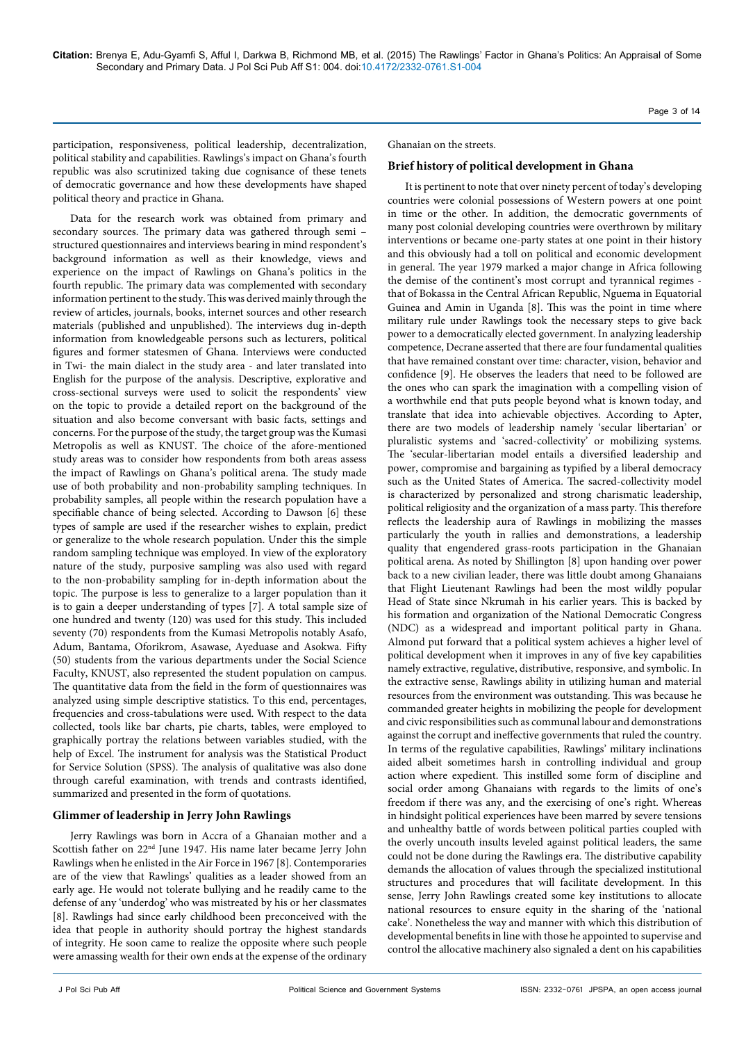participation, responsiveness, political leadership, decentralization, political stability and capabilities. Rawlings's impact on Ghana's fourth republic was also scrutinized taking due cognisance of these tenets of democratic governance and how these developments have shaped political theory and practice in Ghana.

Data for the research work was obtained from primary and secondary sources. The primary data was gathered through semi – structured questionnaires and interviews bearing in mind respondent's background information as well as their knowledge, views and experience on the impact of Rawlings on Ghana's politics in the fourth republic. The primary data was complemented with secondary information pertinent to the study. This was derived mainly through the review of articles, journals, books, internet sources and other research materials (published and unpublished). The interviews dug in-depth information from knowledgeable persons such as lecturers, political figures and former statesmen of Ghana. Interviews were conducted in Twi- the main dialect in the study area - and later translated into English for the purpose of the analysis. Descriptive, explorative and cross-sectional surveys were used to solicit the respondents' view on the topic to provide a detailed report on the background of the situation and also become conversant with basic facts, settings and concerns. For the purpose of the study, the target group was the Kumasi Metropolis as well as KNUST. The choice of the afore-mentioned study areas was to consider how respondents from both areas assess the impact of Rawlings on Ghana's political arena. The study made use of both probability and non-probability sampling techniques. In probability samples, all people within the research population have a specifiable chance of being selected. According to Dawson [6] these types of sample are used if the researcher wishes to explain, predict or generalize to the whole research population. Under this the simple random sampling technique was employed. In view of the exploratory nature of the study, purposive sampling was also used with regard to the non-probability sampling for in-depth information about the topic. The purpose is less to generalize to a larger population than it is to gain a deeper understanding of types [7]. A total sample size of one hundred and twenty (120) was used for this study. This included seventy (70) respondents from the Kumasi Metropolis notably Asafo, Adum, Bantama, Oforikrom, Asawase, Ayeduase and Asokwa. Fifty (50) students from the various departments under the Social Science Faculty, KNUST, also represented the student population on campus. The quantitative data from the field in the form of questionnaires was analyzed using simple descriptive statistics. To this end, percentages, frequencies and cross-tabulations were used. With respect to the data collected, tools like bar charts, pie charts, tables, were employed to graphically portray the relations between variables studied, with the help of Excel. The instrument for analysis was the Statistical Product for Service Solution (SPSS). The analysis of qualitative was also done through careful examination, with trends and contrasts identified, summarized and presented in the form of quotations.

### Glimmer of leadership in Jerry John Rawlings

Jerry Rawlings was born in Accra of a Ghanaian mother and a Scottish father on 22nd June 1947. His name later became Jerry John Rawlings when he enlisted in the Air Force in 1967 [8]. Contemporaries are of the view that Rawlings' qualities as a leader showed from an early age. He would not tolerate bullying and he readily came to the defense of any 'underdog' who was mistreated by his or her classmates [8]. Rawlings had since early childhood been preconceived with the idea that people in authority should portray the highest standards of integrity. He soon came to realize the opposite where such people were amassing wealth for their own ends at the expense of the ordinary Ghanaian on the streets.

### Brief history of political development in Ghana

It is pertinent to note that over ninety percent of today's developing countries were colonial possessions of Western powers at one point in time or the other. In addition, the democratic governments of many post colonial developing countries were overthrown by military interventions or became one-party states at one point in their history and this obviously had a toll on political and economic development in general. The year 1979 marked a major change in Africa following the demise of the continent's most corrupt and tyrannical regimes - that of Bokassa in the Central African Republic, Nguema in Equatorial Guinea and Amin in Uganda [8]. This was the point in time where military rule under Rawlings took the necessary steps to give back power to a democratically elected government. In analyzing leadership competence, Decrane asserted that there are four fundamental qualities that have remained constant over time: character, vision, behavior and confidence [9]. He observes the leaders that need to be followed are the ones who can spark the imagination with a compelling vision of a worthwhile end that puts people beyond what is known today, and translate that idea into achievable objectives. According to Apter, there are two models of leadership namely 'secular libertarian' or pluralistic systems and 'sacred-collectivity' or mobilizing systems. The 'secular-libertarian model entails a diversified leadership and power, compromise and bargaining as typified by a liberal democracy such as the United States of America. The sacred-collectivity model is characterized by personalized and strong charismatic leadership, political religiosity and the organization of a mass party. This therefore reflects the leadership aura of Rawlings in mobilizing the masses particularly the youth in rallies and demonstrations, a leadership quality that engendered grass-roots participation in the Ghanaian political arena. As noted by Shillington [8] upon handing over power back to a new civilian leader, there was little doubt among Ghanaians that Flight Lieutenant Rawlings had been the most wildly popular Head of State since Nkrumah in his earlier years. This is backed by his formation and organization of the National Democratic Congress (NDC) as a widespread and important political party in Ghana. Almond put forward that a political system achieves a higher level of political development when it improves in any of five key capabilities namely extractive, regulative, distributive, responsive, and symbolic. In the extractive sense, Rawlings ability in utilizing human and material resources from the environment was outstanding. This was because he commanded greater heights in mobilizing the people for development and civic responsibilities such as communal labour and demonstrations against the corrupt and ineffective governments that ruled the country. In terms of the regulative capabilities, Rawlings' military inclinations aided albeit sometimes harsh in controlling individual and group action where expedient. This instilled some form of discipline and social order among Ghanaians with regards to the limits of one's freedom if there was any, and the exercising of one's right. Whereas in hindsight political experiences have been marred by severe tensions and unhealthy battle of words between political parties coupled with the overly uncouth insults leveled against political leaders, the same could not be done during the Rawlings era. The distributive capability demands the allocation of values through the specialized institutional structures and procedures that will facilitate development. In this sense, Jerry John Rawlings created some key institutions to allocate national resources to ensure equity in the sharing of the 'national cake'. Nonetheless the way and manner with which this distribution of developmental benefits in line with those he appointed to supervise and control the allocative machinery also signaled a dent on his capabilities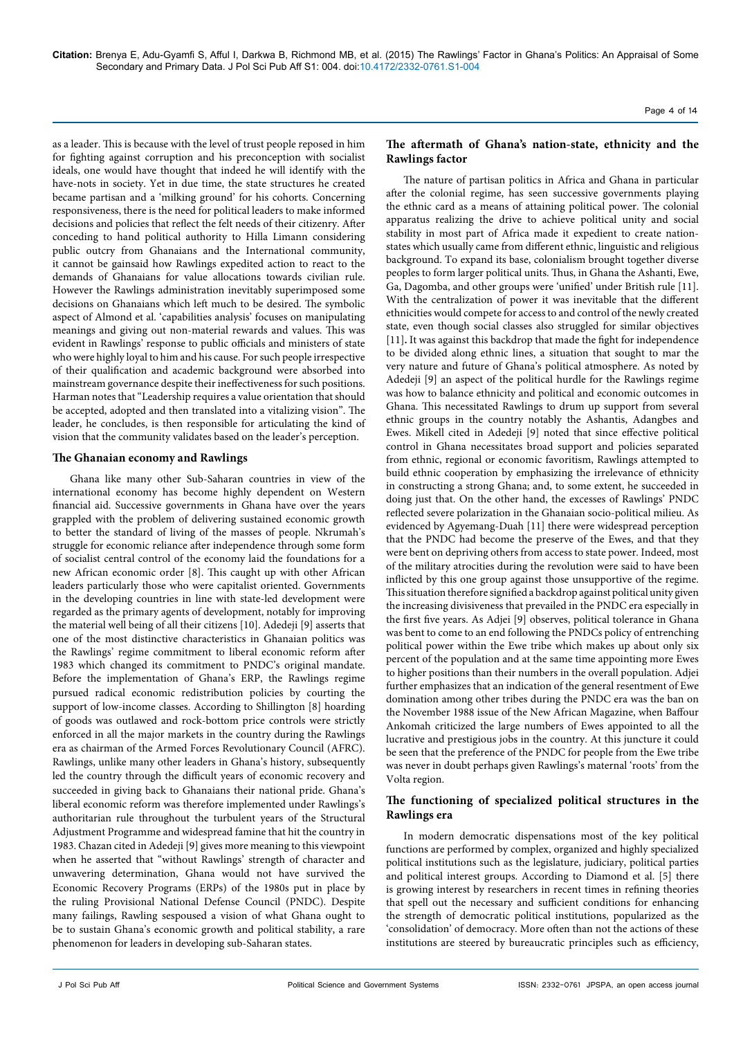as a leader. This is because with the level of trust people reposed in him for fighting against corruption and his preconception with socialist ideals, one would have thought that indeed he will identify with the have-nots in society. Yet in due time, the state structures he created became partisan and a 'milking ground' for his cohorts. Concerning responsiveness, there is the need for political leaders to make informed decisions and policies that reflect the felt needs of their citizenry. After conceding to hand political authority to Hilla Limann considering public outcry from Ghanaians and the International community, it cannot be gainsaid how Rawlings expedited action to react to the demands of Ghanaians for value allocations towards civilian rule. However the Rawlings administration inevitably superimposed some decisions on Ghanaians which left much to be desired. The symbolic aspect of Almond et al. 'capabilities analysis' focuses on manipulating meanings and giving out non-material rewards and values. This was evident in Rawlings' response to public officials and ministers of state who were highly loyal to him and his cause. For such people irrespective of their qualification and academic background were absorbed into mainstream governance despite their ineffectiveness for such positions. Harman notes that "Leadership requires a value orientation that should be accepted, adopted and then translated into a vitalizing vision". The leader, he concludes, is then responsible for articulating the kind of vision that the community validates based on the leader's perception.

## The Ghanaian economy and Rawlings

Ghana like many other Sub-Saharan countries in view of the international economy has become highly dependent on Western financial aid. Successive governments in Ghana have over the years grappled with the problem of delivering sustained economic growth to better the standard of living of the masses of people. Nkrumah's struggle for economic reliance after independence through some form of socialist central control of the economy laid the foundations for a new African economic order [8]. This caught up with other African leaders particularly those who were capitalist oriented. Governments in the developing countries in line with state-led development were regarded as the primary agents of development, notably for improving the material well being of all their citizens [10]. Adedeji [9] asserts that one of the most distinctive characteristics in Ghanaian politics was the Rawlings' regime commitment to liberal economic reform after 1983 which changed its commitment to PNDC's original mandate. Before the implementation of Ghana's ERP, the Rawlings regime pursued radical economic redistribution policies by courting the support of low-income classes. According to Shillington [8] hoarding of goods was outlawed and rock-bottom price controls were strictly enforced in all the major markets in the country during the Rawlings era as chairman of the Armed Forces Revolutionary Council (AFRC). Rawlings, unlike many other leaders in Ghana's history, subsequently led the country through the difficult years of economic recovery and succeeded in giving back to Ghanaians their national pride. Ghana's liberal economic reform was therefore implemented under Rawlings's authoritarian rule throughout the turbulent years of the Structural Adjustment Programme and widespread famine that hit the country in 1983. Chazan cited in Adedeji [9] gives more meaning to this viewpoint when he asserted that "without Rawlings' strength of character and unwavering determination, Ghana would not have survived the Economic Recovery Programs (ERPs) of the 1980s put in place by the ruling Provisional National Defense Council (PNDC). Despite many failings, Rawling sespoused a vision of what Ghana ought to be to sustain Ghana's economic growth and political stability, a rare phenomenon for leaders in developing sub-Saharan states.

## The aftermath of Ghana's nation-state, ethnicity and the Rawlings factor

The nature of partisan politics in Africa and Ghana in particular after the colonial regime, has seen successive governments playing the ethnic card as a means of attaining political power. The colonial apparatus realizing the drive to achieve political unity and social stability in most part of Africa made it expedient to create nation-states which usually came from different ethnic, linguistic and religious background. To expand its base, colonialism brought together diverse peoples to form larger political units. Thus, in Ghana the Ashanti, Ewe, Ga, Dagomba, and other groups were 'unified' under British rule [11]. With the centralization of power it was inevitable that the different ethnicities would compete for access to and control of the newly created state, even though social classes also struggled for similar objectives [11]. It was against this backdrop that made the fight for independence to be divided along ethnic lines, a situation that sought to mar the very nature and future of Ghana's political atmosphere. As noted by Adedeji [9] an aspect of the political hurdle for the Rawlings regime was how to balance ethnicity and political and economic outcomes in Ghana. This necessitated Rawlings to drum up support from several ethnic groups in the country notably the Ashantis, Adangbes and Ewes. Mikell cited in Adedeji [9] noted that since effective political control in Ghana necessitates broad support and policies separated from ethnic, regional or economic favoritism, Rawlings attempted to build ethnic cooperation by emphasizing the irrelevance of ethnicity in constructing a strong Ghana; and, to some extent, he succeeded in doing just that. On the other hand, the excesses of Rawlings' PNDC reflected severe polarization in the Ghanaian socio-political milieu. As evidenced by Agyemang-Duah [11] there were widespread perception that the PNDC had become the preserve of the Ewes, and that they were bent on depriving others from access to state power. Indeed, most of the military atrocities during the revolution were said to have been inflicted by this one group against those unsupportive of the regime. This situation therefore signified a backdrop against political unity given the increasing divisiveness that prevailed in the PNDC era especially in the first five years. As Adjei [9] observes, political tolerance in Ghana was bent to come to an end following the PNDCs policy of entrenching political power within the Ewe tribe which makes up about only six percent of the population and at the same time appointing more Ewes to higher positions than their numbers in the overall population. Adjei further emphasizes that an indication of the general resentment of Ewe domination among other tribes during the PNDC era was the ban on the November 1988 issue of the New African Magazine, when Baffour Ankomah criticized the large numbers of Ewes appointed to all the lucrative and prestigious jobs in the country. At this juncture it could be seen that the preference of the PNDC for people from the Ewe tribe was never in doubt perhaps given Rawlings's maternal 'roots' from the Volta region.

## The functioning of specialized political structures in the Rawlings era

In modern democratic dispensations most of the key political functions are performed by complex, organized and highly specialized political institutions such as the legislature, judiciary, political parties and political interest groups. According to Diamond et al. [5] there is growing interest by researchers in recent times in refining theories that spell out the necessary and sufficient conditions for enhancing the strength of democratic political institutions, popularized as the 'consolidation' of democracy. More often than not the actions of these institutions are steered by bureaucratic principles such as efficiency,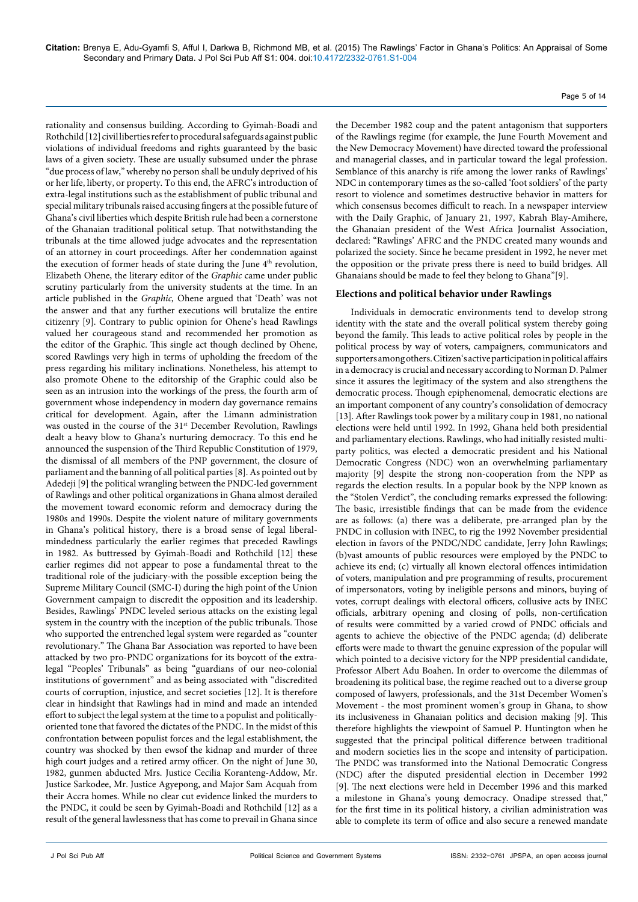rationality and consensus building. According to Gyimah-Boadi and Rothchild [12] civil liberties refer to procedural safeguards against public violations of individual freedoms and rights guaranteed by the basic laws of a given society. These are usually subsumed under the phrase "due process of law," whereby no person shall be unduly deprived of his or her life, liberty, or property. To this end, the AFRC's introduction of extra-legal institutions such as the establishment of public tribunal and special military tribunals raised accusing fingers at the possible future of Ghana's civil liberties which despite British rule had been a cornerstone of the Ghanaian traditional political setup. That notwithstanding the tribunals at the time allowed judge advocates and the representation of an attorney in court proceedings. After her condemnation against the execution of former heads of state during the June 4th revolution, Elizabeth Ohene, the literary editor of the *Graphic* came under public scrutiny particularly from the university students at the time. In an article published in the *Graphic,* Ohene argued that 'Death' was not the answer and that any further executions will brutalize the entire citizenry [9]. Contrary to public opinion for Ohene's head Rawlings valued her courageous stand and recommended her promotion as the editor of the Graphic. This single act though declined by Ohene, scored Rawlings very high in terms of upholding the freedom of the press regarding his military inclinations. Nonetheless, his attempt to also promote Ohene to the editorship of the Graphic could also be seen as an intrusion into the workings of the press, the fourth arm of government whose independency in modern day governance remains critical for development. Again, after the Limann administration was ousted in the course of the 31st December Revolution, Rawlings dealt a heavy blow to Ghana's nurturing democracy. To this end he announced the suspension of the Third Republic Constitution of 1979, the dismissal of all members of the PNP government, the closure of parliament and the banning of all political parties [8]. As pointed out by Adedeji [9] the political wrangling between the PNDC-led government of Rawlings and other political organizations in Ghana almost derailed the movement toward economic reform and democracy during the 1980s and 1990s. Despite the violent nature of military governments in Ghana's political history, there is a broad sense of legal liberal-mindedness particularly the earlier regimes that preceded Rawlings in 1982. As buttressed by Gyimah-Boadi and Rothchild [12] these earlier regimes did not appear to pose a fundamental threat to the traditional role of the judiciary-with the possible exception being the Supreme Military Council (SMC-I) during the high point of the Union Government campaign to discredit the opposition and its leadership. Besides, Rawlings' PNDC leveled serious attacks on the existing legal system in the country with the inception of the public tribunals. Those who supported the entrenched legal system were regarded as "counter revolutionary." The Ghana Bar Association was reported to have been attacked by two pro-PNDC organizations for its boycott of the extra-legal "Peoples' Tribunals" as being "guardians of our neo-colonial institutions of government" and as being associated with "discredited courts of corruption, injustice, and secret societies [12]. It is therefore clear in hindsight that Rawlings had in mind and made an intended effort to subject the legal system at the time to a populist and politically-oriented tone that favored the dictates of the PNDC. In the midst of this confrontation between populist forces and the legal establishment, the country was shocked by then ewsof the kidnap and murder of three high court judges and a retired army officer. On the night of June 30, 1982, gunmen abducted Mrs. Justice Cecilia Koranteng-Addow, Mr. Justice Sarkodee, Mr. Justice Agyepong, and Major Sam Acquah from their Accra homes. While no clear cut evidence linked the murders to the PNDC, it could be seen by Gyimah-Boadi and Rothchild [12] as a result of the general lawlessness that has come to prevail in Ghana since the December 1982 coup and the patent antagonism that supporters of the Rawlings regime (for example, the June Fourth Movement and the New Democracy Movement) have directed toward the professional and managerial classes, and in particular toward the legal profession. Semblance of this anarchy is rife among the lower ranks of Rawlings' NDC in contemporary times as the so-called 'foot soldiers' of the party resort to violence and sometimes destructive behavior in matters for which consensus becomes difficult to reach. In a newspaper interview with the Daily Graphic, of January 21, 1997, Kabrah Blay-Amihere, the Ghanaian president of the West Africa Journalist Association, declared: "Rawlings' AFRC and the PNDC created many wounds and polarized the society. Since he became president in 1992, he never met the opposition or the private press there is need to build bridges. All Ghanaians should be made to feel they belong to Ghana"[9].

## Elections and political behavior under Rawlings

Individuals in democratic environments tend to develop strong identity with the state and the overall political system thereby going beyond the family. This leads to active political roles by people in the political process by way of voters, campaigners, communicators and supporters among others. Citizen's active participation in political affairs in a democracy is crucial and necessary according to Norman D. Palmer since it assures the legitimacy of the system and also strengthens the democratic process. Though epiphenomenal, democratic elections are an important component of any country's consolidation of democracy [13]. After Rawlings took power by a military coup in 1981, no national elections were held until 1992. In 1992, Ghana held both presidential and parliamentary elections. Rawlings, who had initially resisted multi-party politics, was elected a democratic president and his National Democratic Congress (NDC) won an overwhelming parliamentary majority [9] despite the strong non-cooperation from the NPP as regards the election results. In a popular book by the NPP known as the "Stolen Verdict", the concluding remarks expressed the following: The basic, irresistible findings that can be made from the evidence are as follows: (a) there was a deliberate, pre-arranged plan by the PNDC in collusion with INEC, to rig the 1992 November presidential election in favors of the PNDC/NDC candidate, Jerry John Rawlings; (b)vast amounts of public resources were employed by the PNDC to achieve its end; (c) virtually all known electoral offences intimidation of voters, manipulation and pre programming of results, procurement of impersonators, voting by ineligible persons and minors, buying of votes, corrupt dealings with electoral officers, collusive acts by INEC officials, arbitrary opening and closing of polls, non-certification of results were committed by a varied crowd of PNDC officials and agents to achieve the objective of the PNDC agenda; (d) deliberate efforts were made to thwart the genuine expression of the popular will which pointed to a decisive victory for the NPP presidential candidate, Professor Albert Adu Boahen. In order to overcome the dilemmas of broadening its political base, the regime reached out to a diverse group composed of lawyers, professionals, and the 31st December Women's Movement - the most prominent women's group in Ghana, to show its inclusiveness in Ghanaian politics and decision making [9]. This therefore highlights the viewpoint of Samuel P. Huntington when he suggested that the principal political difference between traditional and modern societies lies in the scope and intensity of participation. The PNDC was transformed into the National Democratic Congress (NDC) after the disputed presidential election in December 1992 [9]. The next elections were held in December 1996 and this marked a milestone in Ghana's young democracy. Onadipe stressed that," for the first time in its political history, a civilian administration was able to complete its term of office and also secure a renewed mandate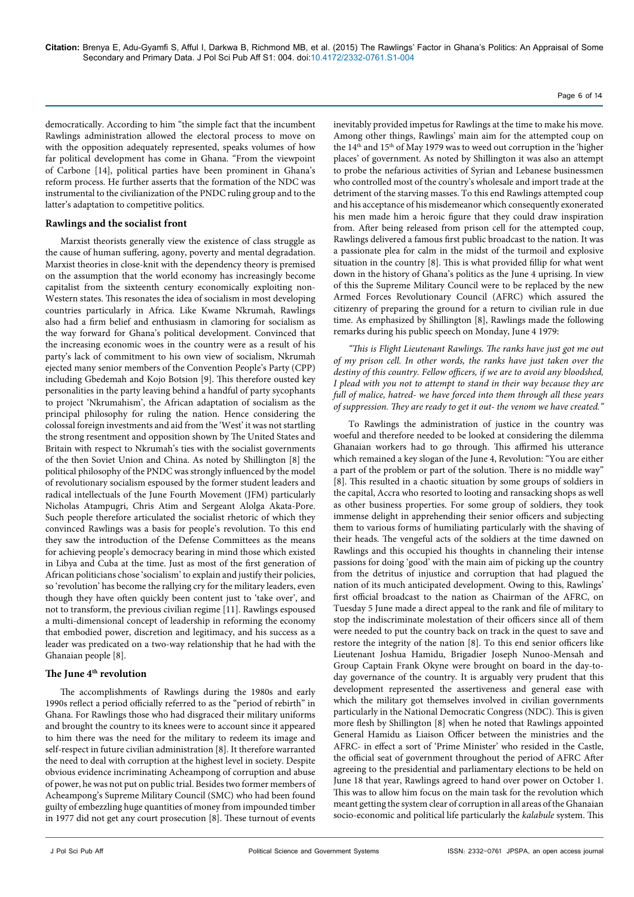democratically. According to him "the simple fact that the incumbent Rawlings administration allowed the electoral process to move on with the opposition adequately represented, speaks volumes of how far political development has come in Ghana. "From the viewpoint of Carbone [14], political parties have been prominent in Ghana's reform process. He further asserts that the formation of the NDC was instrumental to the civilianization of the PNDC ruling group and to the latter's adaptation to competitive politics.

### Rawlings and the socialist front

Marxist theorists generally view the existence of class struggle as the cause of human suffering, agony, poverty and mental degradation. Marxist theories in close-knit with the dependency theory is premised on the assumption that the world economy has increasingly become capitalist from the sixteenth century economically exploiting non-Western states. This resonates the idea of socialism in most developing countries particularly in Africa. Like Kwame Nkrumah, Rawlings also had a firm belief and enthusiasm in clamoring for socialism as the way forward for Ghana's political development. Convinced that the increasing economic woes in the country were as a result of his party's lack of commitment to his own view of socialism, Nkrumah ejected many senior members of the Convention People's Party (CPP) including Gbedemah and Kojo Botsion [9]. This therefore ousted key personalities in the party leaving behind a handful of party sycophants to project 'Nkrumahism', the African adaptation of socialism as the principal philosophy for ruling the nation. Hence considering the colossal foreign investments and aid from the 'West' it was not startling the strong resentment and opposition shown by The United States and Britain with respect to Nkrumah's ties with the socialist governments of the then Soviet Union and China. As noted by Shillington [8] the political philosophy of the PNDC was strongly influenced by the model of revolutionary socialism espoused by the former student leaders and radical intellectuals of the June Fourth Movement (JFM) particularly Nicholas Atampugri, Chris Atim and Sergeant Alolga Akata-Pore. Such people therefore articulated the socialist rhetoric of which they convinced Rawlings was a basis for people's revolution. To this end they saw the introduction of the Defense Committees as the means for achieving people's democracy bearing in mind those which existed in Libya and Cuba at the time. Just as most of the first generation of African politicians chose 'socialism' to explain and justify their policies, so 'revolution' has become the rallying cry for the military leaders, even though they have often quickly been content just to 'take over', and not to transform, the previous civilian regime [11]. Rawlings espoused a multi-dimensional concept of leadership in reforming the economy that embodied power, discretion and legitimacy, and his success as a leader was predicated on a two-way relationship that he had with the Ghanaian people [8].

### The June 4th revolution

The accomplishments of Rawlings during the 1980s and early 1990s reflect a period officially referred to as the "period of rebirth" in Ghana. For Rawlings those who had disgraced their military uniforms and brought the country to its knees were to account since it appeared to him there was the need for the military to redeem its image and self-respect in future civilian administration [8]. It therefore warranted the need to deal with corruption at the highest level in society. Despite obvious evidence incriminating Acheampong of corruption and abuse of power, he was not put on public trial. Besides two former members of Acheampong's Supreme Military Council (SMC) who had been found guilty of embezzling huge quantities of money from impounded timber in 1977 did not get any court prosecution [8]. These turnout of events inevitably provided impetus for Rawlings at the time to make his move. Among other things, Rawlings' main aim for the attempted coup on the 14th and 15th of May 1979 was to weed out corruption in the 'higher places' of government. As noted by Shillington it was also an attempt to probe the nefarious activities of Syrian and Lebanese businessmen who controlled most of the country's wholesale and import trade at the detriment of the starving masses. To this end Rawlings attempted coup and his acceptance of his misdemeanor which consequently exonerated his men made him a heroic figure that they could draw inspiration from. After being released from prison cell for the attempted coup, Rawlings delivered a famous first public broadcast to the nation. It was a passionate plea for calm in the midst of the turmoil and explosive situation in the country [8]. This is what provided fillip for what went down in the history of Ghana's politics as the June 4 uprising. In view of this the Supreme Military Council were to be replaced by the new Armed Forces Revolutionary Council (AFRC) which assured the citizenry of preparing the ground for a return to civilian rule in due time. As emphasized by Shillington [8], Rawlings made the following remarks during his public speech on Monday, June 4 1979:

*"This is Flight Lieutenant Rawlings. The ranks have just got me out of my prison cell. In other words, the ranks have just taken over the destiny of this country. Fellow officers, if we are to avoid any bloodshed, I plead with you not to attempt to stand in their way because they are full of malice, hatred- we have forced into them through all these years of suppression. They are ready to get it out- the venom we have created."*

To Rawlings the administration of justice in the country was woeful and therefore needed to be looked at considering the dilemma Ghanaian workers had to go through. This affirmed his utterance which remained a key slogan of the June 4, Revolution: "You are either a part of the problem or part of the solution. There is no middle way" [8]. This resulted in a chaotic situation by some groups of soldiers in the capital, Accra who resorted to looting and ransacking shops as well as other business properties. For some group of soldiers, they took immense delight in apprehending their senior officers and subjecting them to various forms of humiliating particularly with the shaving of their heads. The vengeful acts of the soldiers at the time dawned on Rawlings and this occupied his thoughts in channeling their intense passions for doing 'good' with the main aim of picking up the country from the detritus of injustice and corruption that had plagued the nation of its much anticipated development. Owing to this, Rawlings' first official broadcast to the nation as Chairman of the AFRC, on Tuesday 5 June made a direct appeal to the rank and file of military to stop the indiscriminate molestation of their officers since all of them were needed to put the country back on track in the quest to save and restore the integrity of the nation [8]. To this end senior officers like Lieutenant Joshua Hamidu, Brigadier Joseph Nunoo-Mensah and Group Captain Frank Okyne were brought on board in the day-to-day governance of the country. It is arguably very prudent that this development represented the assertiveness and general ease with which the military got themselves involved in civilian governments particularly in the National Democratic Congress (NDC). This is given more flesh by Shillington [8] when he noted that Rawlings appointed General Hamidu as Liaison Officer between the ministries and the AFRC- in effect a sort of 'Prime Minister' who resided in the Castle, the official seat of government throughout the period of AFRC After agreeing to the presidential and parliamentary elections to be held on June 18 that year, Rawlings agreed to hand over power on October 1. This was to allow him focus on the main task for the revolution which meant getting the system clear of corruption in all areas of the Ghanaian socio-economic and political life particularly the *kalabule* system. This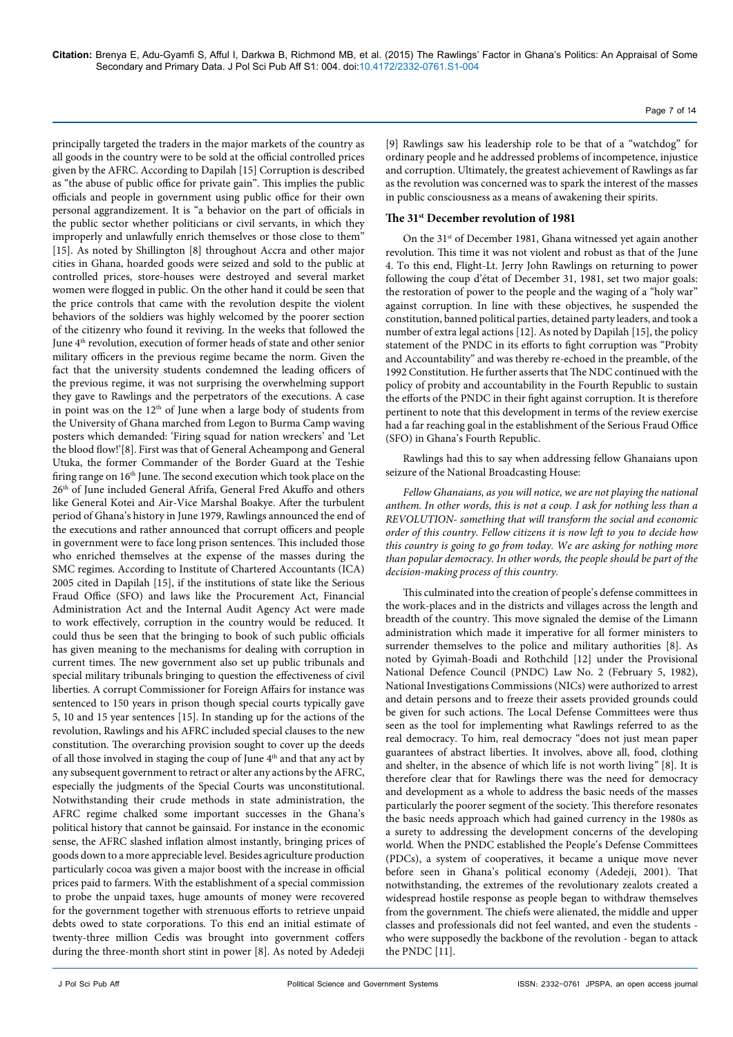principally targeted the traders in the major markets of the country as all goods in the country were to be sold at the official controlled prices given by the AFRC. According to Dapilah [15] Corruption is described as "the abuse of public office for private gain". This implies the public officials and people in government using public office for their own personal aggrandizement. It is "a behavior on the part of officials in the public sector whether politicians or civil servants, in which they improperly and unlawfully enrich themselves or those close to them" [15]. As noted by Shillington [8] throughout Accra and other major cities in Ghana, hoarded goods were seized and sold to the public at controlled prices, store-houses were destroyed and several market women were flogged in public. On the other hand it could be seen that the price controls that came with the revolution despite the violent behaviors of the soldiers was highly welcomed by the poorer section of the citizenry who found it reviving. In the weeks that followed the June 4[th] revolution, execution of former heads of state and other senior military officers in the previous regime became the norm. Given the fact that the university students condemned the leading officers of the previous regime, it was not surprising the overwhelming support they gave to Rawlings and the perpetrators of the executions. A case in point was on the 12[th] of June when a large body of students from the University of Ghana marched from Legon to Burma Camp waving posters which demanded: 'Firing squad for nation wreckers' and 'Let the blood flow!'[8]. First was that of General Acheampong and General Utuka, the former Commander of the Border Guard at the Teshie firing range on 16[th] June. The second execution which took place on the 26[th] of June included General Afrifa, General Fred Akuffo and others like General Kotei and Air-Vice Marshal Boakye. After the turbulent period of Ghana's history in June 1979, Rawlings announced the end of the executions and rather announced that corrupt officers and people in government were to face long prison sentences. This included those who enriched themselves at the expense of the masses during the SMC regimes. According to Institute of Chartered Accountants (ICA) 2005 cited in Dapilah [15], if the institutions of state like the Serious Fraud Office (SFO) and laws like the Procurement Act, Financial Administration Act and the Internal Audit Agency Act were made to work effectively, corruption in the country would be reduced. It could thus be seen that the bringing to book of such public officials has given meaning to the mechanisms for dealing with corruption in current times. The new government also set up public tribunals and special military tribunals bringing to question the effectiveness of civil liberties. A corrupt Commissioner for Foreign Affairs for instance was sentenced to 150 years in prison though special courts typically gave 5, 10 and 15 year sentences [15]. In standing up for the actions of the revolution, Rawlings and his AFRC included special clauses to the new constitution. The overarching provision sought to cover up the deeds of all those involved in staging the coup of June 4[th] and that any act by any subsequent government to retract or alter any actions by the AFRC, especially the judgments of the Special Courts was unconstitutional. Notwithstanding their crude methods in state administration, the AFRC regime chalked some important successes in the Ghana's political history that cannot be gainsaid. For instance in the economic sense, the AFRC slashed inflation almost instantly, bringing prices of goods down to a more appreciable level. Besides agriculture production particularly cocoa was given a major boost with the increase in official prices paid to farmers. With the establishment of a special commission to probe the unpaid taxes, huge amounts of money were recovered for the government together with strenuous efforts to retrieve unpaid debts owed to state corporations. To this end an initial estimate of twenty-three million Cedis was brought into government coffers during the three-month short stint in power [8]. As noted by Adedeji [9] Rawlings saw his leadership role to be that of a "watchdog" for ordinary people and he addressed problems of incompetence, injustice and corruption. Ultimately, the greatest achievement of Rawlings as far as the revolution was concerned was to spark the interest of the masses in public consciousness as a means of awakening their spirits.

## The 31[st] December revolution of 1981

On the 31[st] of December 1981, Ghana witnessed yet again another revolution. This time it was not violent and robust as that of the June 4. To this end, Flight-Lt. Jerry John Rawlings on returning to power following the coup d'état of December 31, 1981, set two major goals: the restoration of power to the people and the waging of a "holy war" against corruption. In line with these objectives, he suspended the constitution, banned political parties, detained party leaders, and took a number of extra legal actions [12]. As noted by Dapilah [15], the policy statement of the PNDC in its efforts to fight corruption was "Probity and Accountability" and was thereby re-echoed in the preamble, of the 1992 Constitution. He further asserts that The NDC continued with the policy of probity and accountability in the Fourth Republic to sustain the efforts of the PNDC in their fight against corruption. It is therefore pertinent to note that this development in terms of the review exercise had a far reaching goal in the establishment of the Serious Fraud Office (SFO) in Ghana's Fourth Republic.

Rawlings had this to say when addressing fellow Ghanaians upon seizure of the National Broadcasting House:

*Fellow Ghanaians, as you will notice, we are not playing the national anthem. In other words, this is not a coup. I ask for nothing less than a REVOLUTION- something that will transform the social and economic order of this country. Fellow citizens it is now left to you to decide how this country is going to go from today. We are asking for nothing more than popular democracy. In other words, the people should be part of the decision-making process of this country.*

This culminated into the creation of people's defense committees in the work-places and in the districts and villages across the length and breadth of the country. This move signaled the demise of the Limann administration which made it imperative for all former ministers to surrender themselves to the police and military authorities [8]. As noted by Gyimah-Boadi and Rothchild [12] under the Provisional National Defence Council (PNDC) Law No. 2 (February 5, 1982), National Investigations Commissions (NICs) were authorized to arrest and detain persons and to freeze their assets provided grounds could be given for such actions. The Local Defense Committees were thus seen as the tool for implementing what Rawlings referred to as the real democracy. To him, real democracy "does not just mean paper guarantees of abstract liberties. It involves, above all, food, clothing and shelter, in the absence of which life is not worth living" [8]. It is therefore clear that for Rawlings there was the need for democracy and development as a whole to address the basic needs of the masses particularly the poorer segment of the society. This therefore resonates the basic needs approach which had gained currency in the 1980s as a surety to addressing the development concerns of the developing world. When the PNDC established the People's Defense Committees (PDCs), a system of cooperatives, it became a unique move never before seen in Ghana's political economy (Adedeji, 2001). That notwithstanding, the extremes of the revolutionary zealots created a widespread hostile response as people began to withdraw themselves from the government. The chiefs were alienated, the middle and upper classes and professionals did not feel wanted, and even the students - who were supposedly the backbone of the revolution - began to attack the PNDC [11].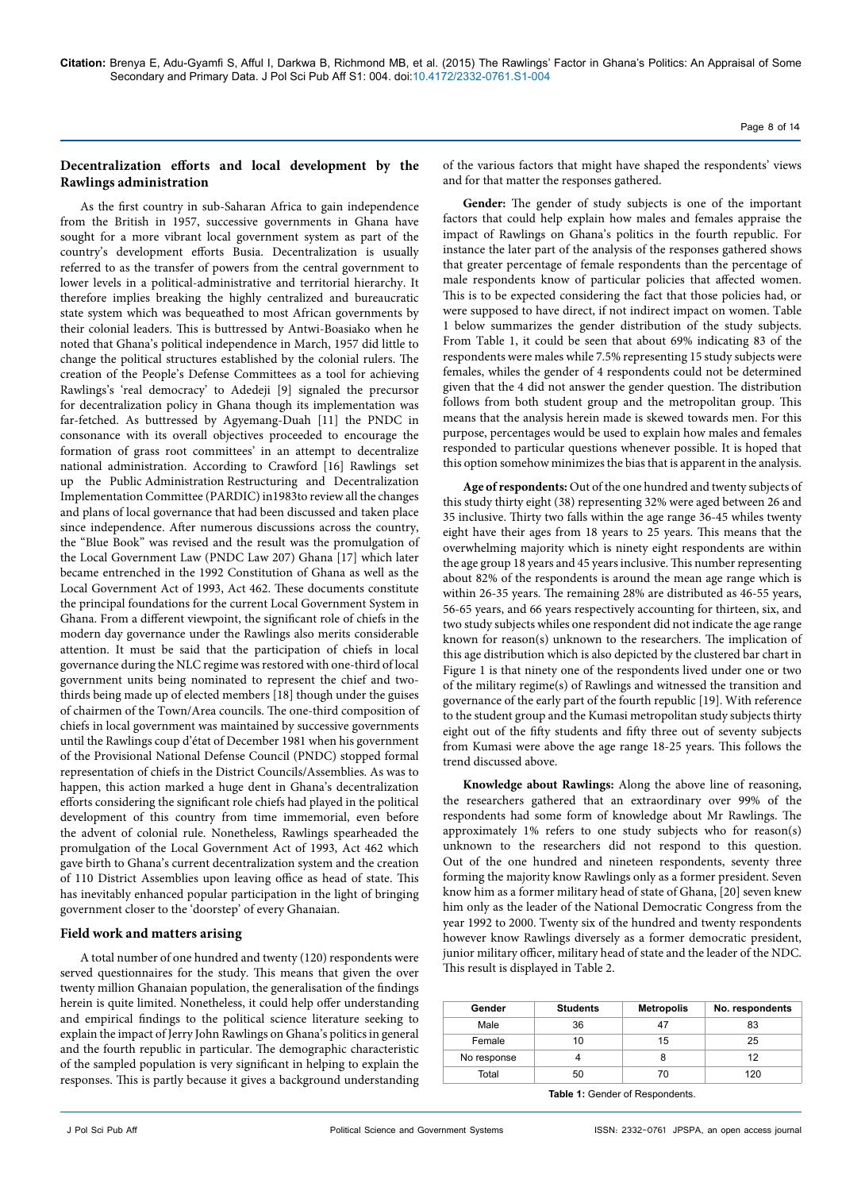### Decentralization efforts and local development by the Rawlings administration

As the first country in sub-Saharan Africa to gain independence from the British in 1957, successive governments in Ghana have sought for a more vibrant local government system as part of the country's development efforts Busia. Decentralization is usually referred to as the transfer of powers from the central government to lower levels in a political-administrative and territorial hierarchy. It therefore implies breaking the highly centralized and bureaucratic state system which was bequeathed to most African governments by their colonial leaders. This is buttressed by Antwi-Boasiako when he noted that Ghana's political independence in March, 1957 did little to change the political structures established by the colonial rulers. The creation of the People's Defense Committees as a tool for achieving Rawlings's 'real democracy' to Adedeji [9] signaled the precursor for decentralization policy in Ghana though its implementation was far-fetched. As buttressed by Agyemang-Duah [11] the PNDC in consonance with its overall objectives proceeded to encourage the formation of grass root committees' in an attempt to decentralize national administration. According to Crawford [16] Rawlings set up the Public Administration Restructuring and Decentralization Implementation Committee (PARDIC) in1983to review all the changes and plans of local governance that had been discussed and taken place since independence. After numerous discussions across the country, the "Blue Book" was revised and the result was the promulgation of the Local Government Law (PNDC Law 207) Ghana [17] which later became entrenched in the 1992 Constitution of Ghana as well as the Local Government Act of 1993, Act 462. These documents constitute the principal foundations for the current Local Government System in Ghana. From a different viewpoint, the significant role of chiefs in the modern day governance under the Rawlings also merits considerable attention. It must be said that the participation of chiefs in local governance during the NLC regime was restored with one-third of local government units being nominated to represent the chief and two-thirds being made up of elected members [18] though under the guises of chairmen of the Town/Area councils. The one-third composition of chiefs in local government was maintained by successive governments until the Rawlings coup d'état of December 1981 when his government of the Provisional National Defense Council (PNDC) stopped formal representation of chiefs in the District Councils/Assemblies. As was to happen, this action marked a huge dent in Ghana's decentralization efforts considering the significant role chiefs had played in the political development of this country from time immemorial, even before the advent of colonial rule. Nonetheless, Rawlings spearheaded the promulgation of the Local Government Act of 1993, Act 462 which gave birth to Ghana's current decentralization system and the creation of 110 District Assemblies upon leaving office as head of state. This has inevitably enhanced popular participation in the light of bringing government closer to the 'doorstep' of every Ghanaian.

### Field work and matters arising

A total number of one hundred and twenty (120) respondents were served questionnaires for the study. This means that given the over twenty million Ghanaian population, the generalisation of the findings herein is quite limited. Nonetheless, it could help offer understanding and empirical findings to the political science literature seeking to explain the impact of Jerry John Rawlings on Ghana's politics in general and the fourth republic in particular. The demographic characteristic of the sampled population is very significant in helping to explain the responses. This is partly because it gives a background understanding of the various factors that might have shaped the respondents' views and for that matter the responses gathered.

**Gender:** The gender of study subjects is one of the important factors that could help explain how males and females appraise the impact of Rawlings on Ghana's politics in the fourth republic. For instance the later part of the analysis of the responses gathered shows that greater percentage of female respondents than the percentage of male respondents know of particular policies that affected women. This is to be expected considering the fact that those policies had, or were supposed to have direct, if not indirect impact on women. Table 1 below summarizes the gender distribution of the study subjects. From Table 1, it could be seen that about 69% indicating 83 of the respondents were males while 7.5% representing 15 study subjects were females, whiles the gender of 4 respondents could not be determined given that the 4 did not answer the gender question. The distribution follows from both student group and the metropolitan group. This means that the analysis herein made is skewed towards men. For this purpose, percentages would be used to explain how males and females responded to particular questions whenever possible. It is hoped that this option somehow minimizes the bias that is apparent in the analysis.

**Age of respondents:** Out of the one hundred and twenty subjects of this study thirty eight (38) representing 32% were aged between 26 and 35 inclusive. Thirty two falls within the age range 36-45 whiles twenty eight have their ages from 18 years to 25 years. This means that the overwhelming majority which is ninety eight respondents are within the age group 18 years and 45 years inclusive. This number representing about 82% of the respondents is around the mean age range which is within 26-35 years. The remaining 28% are distributed as 46-55 years, 56-65 years, and 66 years respectively accounting for thirteen, six, and two study subjects whiles one respondent did not indicate the age range known for reason(s) unknown to the researchers. The implication of this age distribution which is also depicted by the clustered bar chart in Figure 1 is that ninety one of the respondents lived under one or two of the military regime(s) of Rawlings and witnessed the transition and governance of the early part of the fourth republic [19]. With reference to the student group and the Kumasi metropolitan study subjects thirty eight out of the fifty students and fifty three out of seventy subjects from Kumasi were above the age range 18-25 years. This follows the trend discussed above.

**Knowledge about Rawlings:** Along the above line of reasoning, the researchers gathered that an extraordinary over 99% of the respondents had some form of knowledge about Mr Rawlings. The approximately 1% refers to one study subjects who for reason(s) unknown to the researchers did not respond to this question. Out of the one hundred and nineteen respondents, seventy three forming the majority know Rawlings only as a former president. Seven know him as a former military head of state of Ghana, [20] seven knew him only as the leader of the National Democratic Congress from the year 1992 to 2000. Twenty six of the hundred and twenty respondents however know Rawlings diversely as a former democratic president, junior military officer, military head of state and the leader of the NDC. This result is displayed in Table 2.

| Gender | Students | Metropolis | No. respondents |
|---|---|---|---|
| Male | 36 | 47 | 83 |
| Female | 10 | 15 | 25 |
| No response | 4 | 8 | 12 |
| Total | 50 | 70 | 120 |

**Table 1:** Gender of Respondents.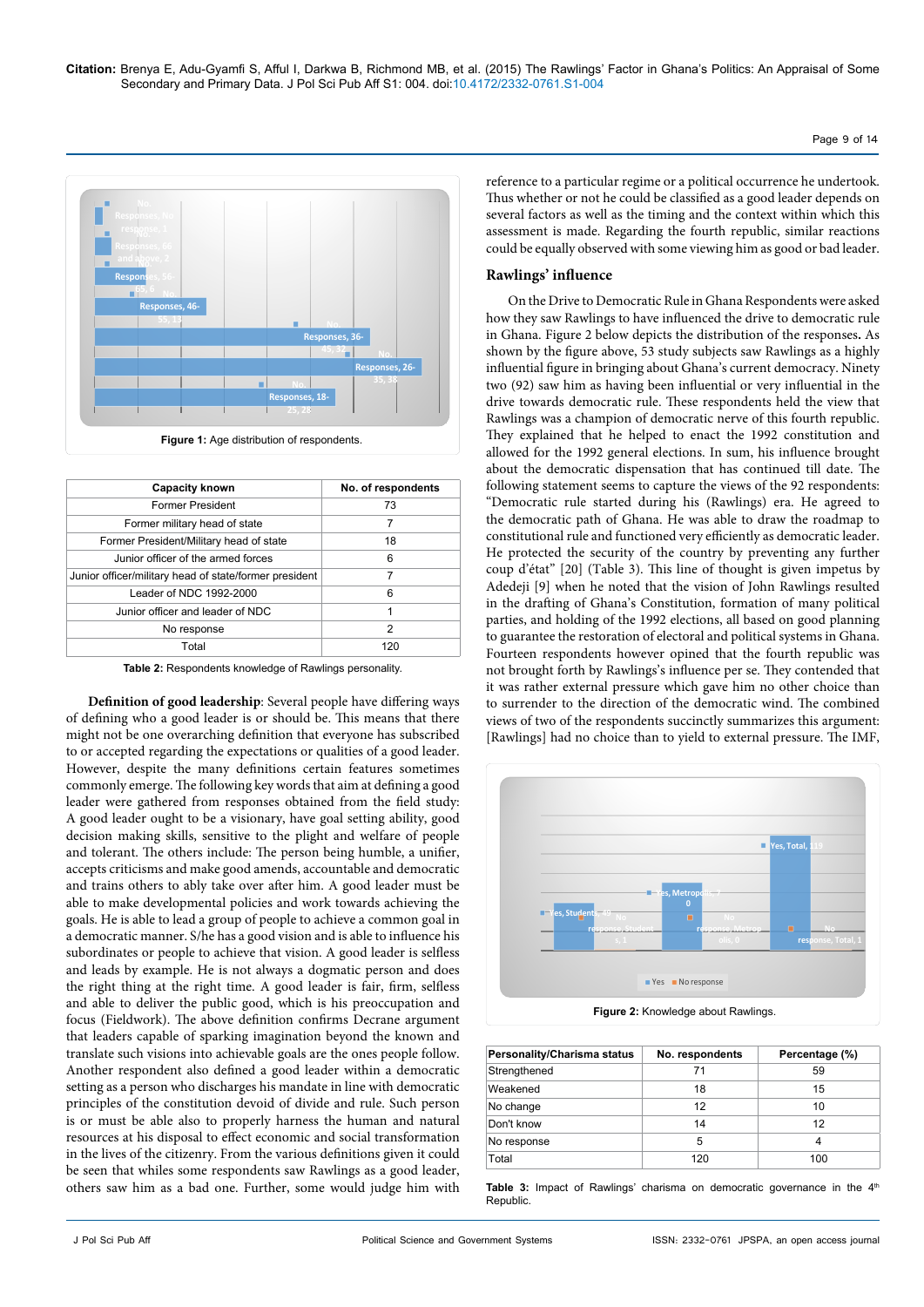Figure 1: Age distribution of respondents.

| Capacity known | No. of respondents |
|---|---|
| Former President | 73 |
| Former military head of state | 7 |
| Former President/Military head of state | 18 |
| Junior officer of the armed forces | 6 |
| Junior officer/military head of state/former president | 7 |
| Leader of NDC 1992-2000 | 6 |
| Junior officer and leader of NDC | 1 |
| No response | 2 |
| Total | 120 |

**Table 2:** Respondents knowledge of Rawlings personality.

**Definition of good leadership**: Several people have differing ways of defining who a good leader is or should be. This means that there might not be one overarching definition that everyone has subscribed to or accepted regarding the expectations or qualities of a good leader. However, despite the many definitions certain features sometimes commonly emerge. The following key words that aim at defining a good leader were gathered from responses obtained from the field study: A good leader ought to be a visionary, have goal setting ability, good decision making skills, sensitive to the plight and welfare of people and tolerant. The others include: The person being humble, a unifier, accepts criticisms and make good amends, accountable and democratic and trains others to ably take over after him. A good leader must be able to make developmental policies and work towards achieving the goals. He is able to lead a group of people to achieve a common goal in a democratic manner. S/he has a good vision and is able to influence his subordinates or people to achieve that vision. A good leader is selfless and leads by example. He is not always a dogmatic person and does the right thing at the right time. A good leader is fair, firm, selfless and able to deliver the public good, which is his preoccupation and focus (Fieldwork). The above definition confirms Decrane argument that leaders capable of sparking imagination beyond the known and translate such visions into achievable goals are the ones people follow. Another respondent also defined a good leader within a democratic setting as a person who discharges his mandate in line with democratic principles of the constitution devoid of divide and rule. Such person is or must be able also to properly harness the human and natural resources at his disposal to effect economic and social transformation in the lives of the citizenry. From the various definitions given it could be seen that whiles some respondents saw Rawlings as a good leader, others saw him as a bad one. Further, some would judge him with reference to a particular regime or a political occurrence he undertook. Thus whether or not he could be classified as a good leader depends on several factors as well as the timing and the context within which this assessment is made. Regarding the fourth republic, similar reactions could be equally observed with some viewing him as good or bad leader.

## Rawlings' influence

On the Drive to Democratic Rule in Ghana Respondents were asked how they saw Rawlings to have influenced the drive to democratic rule in Ghana. Figure 2 below depicts the distribution of the responses. As shown by the figure above, 53 study subjects saw Rawlings as a highly influential figure in bringing about Ghana's current democracy. Ninety two (92) saw him as having been influential or very influential in the drive towards democratic rule. These respondents held the view that Rawlings was a champion of democratic nerve of this fourth republic. They explained that he helped to enact the 1992 constitution and allowed for the 1992 general elections. In sum, his influence brought about the democratic dispensation that has continued till date. The following statement seems to capture the views of the 92 respondents: "Democratic rule started during his (Rawlings) era. He agreed to the democratic path of Ghana. He was able to draw the roadmap to constitutional rule and functioned very efficiently as democratic leader. He protected the security of the country by preventing any further coup d'état" [20] (Table 3). This line of thought is given impetus by Adedeji [9] when he noted that the vision of John Rawlings resulted in the drafting of Ghana's Constitution, formation of many political parties, and holding of the 1992 elections, all based on good planning to guarantee the restoration of electoral and political systems in Ghana. Fourteen respondents however opined that the fourth republic was not brought forth by Rawlings's influence per se. They contended that it was rather external pressure which gave him no other choice than to surrender to the direction of the democratic wind. The combined views of two of the respondents succinctly summarizes this argument: [Rawlings] had no choice than to yield to external pressure. The IMF,

Figure 2: Knowledge about Rawlings.

| Personality/Charisma status | No. respondents | Percentage (%) |
|---|---|---|
| Strengthened | 71 | 59 |
| Weakened | 18 | 15 |
| No change | 12 | 10 |
| Don't know | 14 | 12 |
| No response | 5 | 4 |
| Total | 120 | 100 |

**Table 3:** Impact of Rawlings' charisma on democratic governance in the 4th Republic.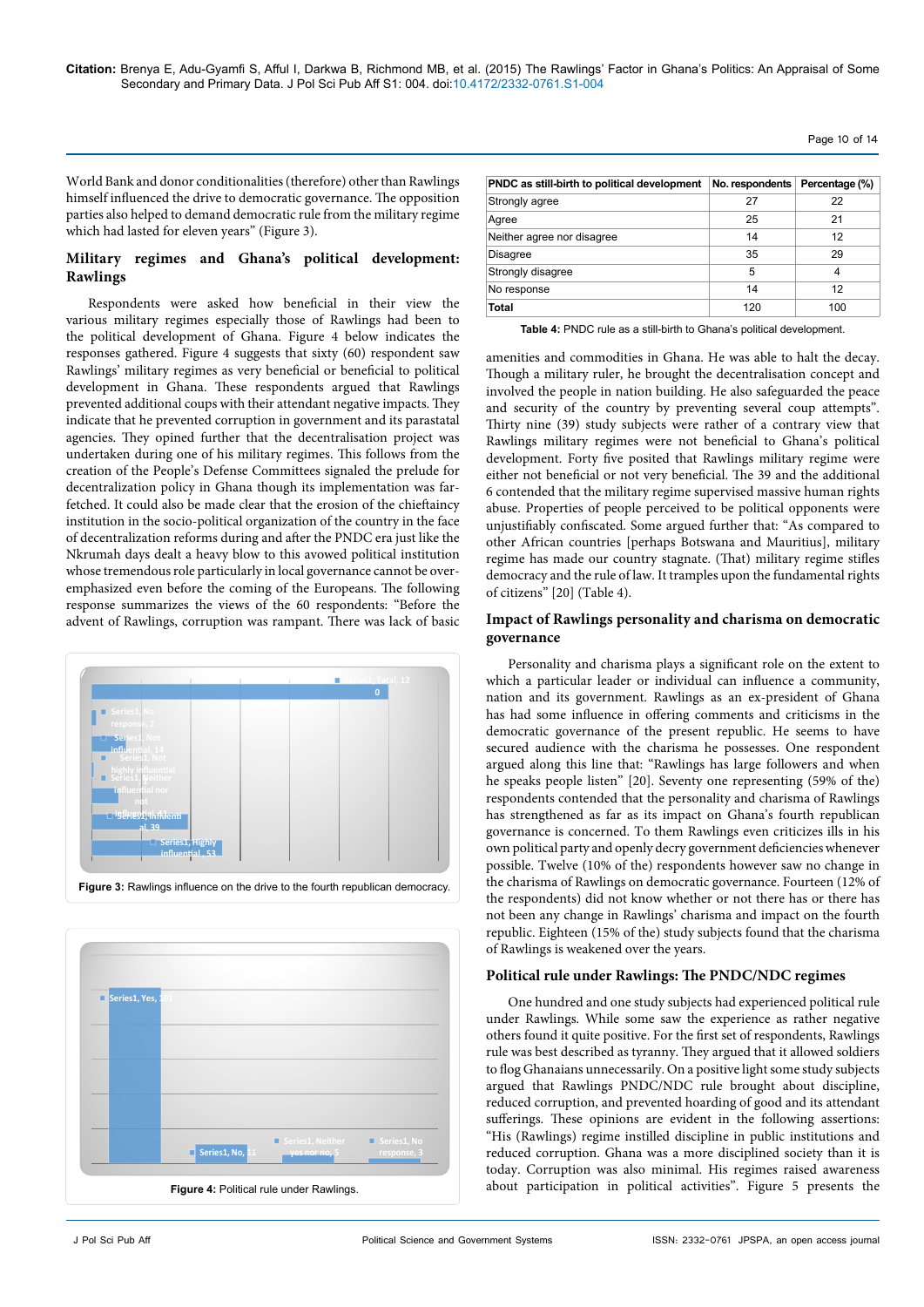World Bank and donor conditionalities (therefore) other than Rawlings himself influenced the drive to democratic governance. The opposition parties also helped to demand democratic rule from the military regime which had lasted for eleven years" (Figure 3).

### Military regimes and Ghana's political development: Rawlings

Respondents were asked how beneficial in their view the various military regimes especially those of Rawlings had been to the political development of Ghana. Figure 4 below indicates the responses gathered. Figure 4 suggests that sixty (60) respondent saw Rawlings' military regimes as very beneficial or beneficial to political development in Ghana. These respondents argued that Rawlings prevented additional coups with their attendant negative impacts. They indicate that he prevented corruption in government and its parastatal agencies. They opined further that the decentralisation project was undertaken during one of his military regimes. This follows from the creation of the People's Defense Committees signaled the prelude for decentralization policy in Ghana though its implementation was far-fetched. It could also be made clear that the erosion of the chieftaincy institution in the socio-political organization of the country in the face of decentralization reforms during and after the PNDC era just like the Nkrumah days dealt a heavy blow to this avowed political institution whose tremendous role particularly in local governance cannot be over-emphasized even before the coming of the Europeans. The following response summarizes the views of the 60 respondents: "Before the advent of Rawlings, corruption was rampant. There was lack of basic

Figure 3: Rawlings influence on the drive to the fourth republican democracy.

Figure 4: Political rule under Rawlings.

| PNDC as still-birth to political development | No. respondents | Percentage (%) |
|---|---|---|
| Strongly agree | 27 | 22 |
| Agree | 25 | 21 |
| Neither agree nor disagree | 14 | 12 |
| Disagree | 35 | 29 |
| Strongly disagree | 5 | 4 |
| No response | 14 | 12 |
| **Total** | 120 | 100 |

**Table 4:** PNDC rule as a still-birth to Ghana's political development.

amenities and commodities in Ghana. He was able to halt the decay. Though a military ruler, he brought the decentralization concept and involved the people in nation building. He also safeguarded the peace and security of the country by preventing several coup attempts". Thirty nine (39) study subjects were rather of a contrary view that Rawlings military regimes were not beneficial to Ghana's political development. Forty five posited that Rawlings military regime were either not beneficial or not very beneficial. The 39 and the additional 6 contended that the military regime supervised massive human rights abuse. Properties of people perceived to be political opponents were unjustifiably confiscated. Some argued further that: "As compared to other African countries [perhaps Botswana and Mauritius], military regime has made our country stagnate. (That) military regime stifles democracy and the rule of law. It tramples upon the fundamental rights of citizens" [20] (Table 4).

### Impact of Rawlings personality and charisma on democratic governance

Personality and charisma plays a significant role on the extent to which a particular leader or individual can influence a community, nation and its government. Rawlings as an ex-president of Ghana has had some influence in offering comments and criticisms in the democratic governance of the present republic. He seems to have secured audience with the charisma he possesses. One respondent argued along this line that: "Rawlings has large followers and when he speaks people listen" [20]. Seventy one representing (59% of the) respondents contended that the personality and charisma of Rawlings has strengthened as far as its impact on Ghana's fourth republican governance is concerned. To them Rawlings even criticizes ills in his own political party and openly decry government deficiencies whenever possible. Twelve (10% of the) respondents however saw no change in the charisma of Rawlings on democratic governance. Fourteen (12% of the respondents) did not know whether or not there has or there has not been any change in Rawlings' charisma and impact on the fourth republic. Eighteen (15% of the) study subjects found that the charisma of Rawlings is weakened over the years.

### Political rule under Rawlings: The PNDC/NDC regimes

One hundred and one study subjects had experienced political rule under Rawlings. While some saw the experience as rather negative others found it quite positive. For the first set of respondents, Rawlings rule was best described as tyranny. They argued that it allowed soldiers to flog Ghanaians unnecessarily. On a positive light some study subjects argued that Rawlings PNDC/NDC rule brought about discipline, reduced corruption, and prevented hoarding of good and its attendant sufferings. These opinions are evident in the following assertions: "His (Rawlings) regime instilled discipline in public institutions and reduced corruption. Ghana was a more disciplined society than it is today. Corruption was also minimal. His regimes raised awareness about participation in political activities". Figure 5 presents the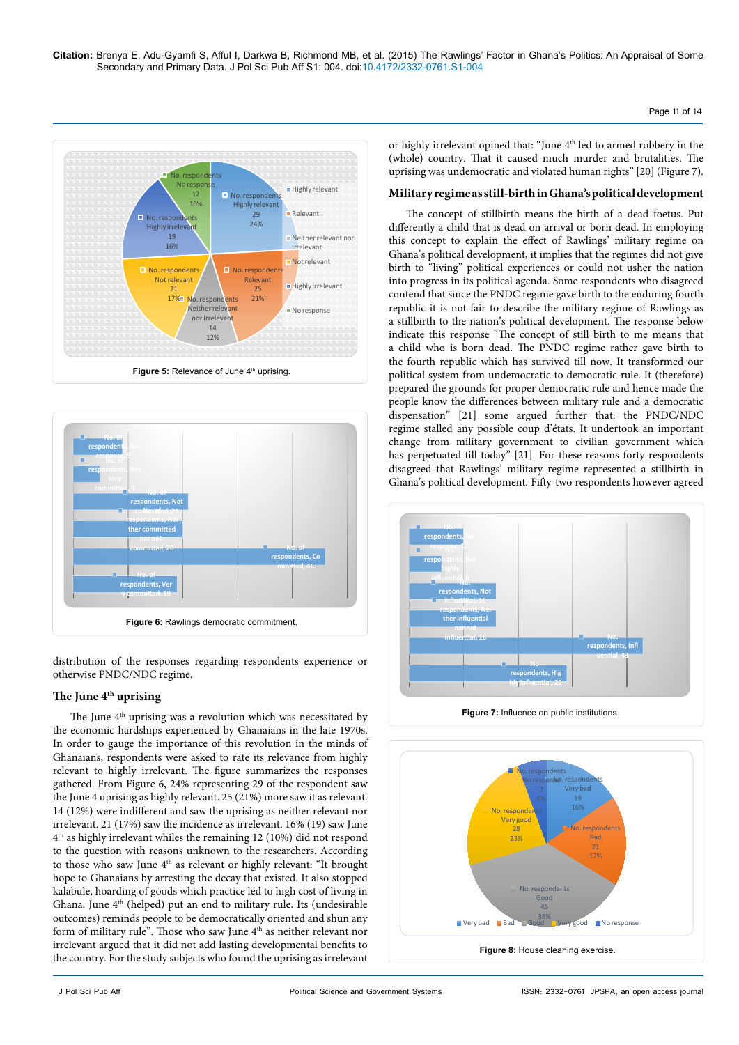Figure 5: Relevance of June 4th uprising.

Figure 6: Rawlings democratic commitment.

distribution of the responses regarding respondents experience or otherwise PNDC/NDC regime.

## The June 4th uprising

The June 4th uprising was a revolution which was necessitated by the economic hardships experienced by Ghanaians in the late 1970s. In order to gauge the importance of this revolution in the minds of Ghanaians, respondents were asked to rate its relevance from highly relevant to highly irrelevant. The figure summarizes the responses gathered. From Figure 6, 24% representing 29 of the respondent saw the June 4 uprising as highly relevant. 25 (21%) more saw it as relevant. 14 (12%) were indifferent and saw the uprising as neither relevant nor irrelevant. 21 (17%) saw the incidence as irrelevant. 16% (19) saw June 4th as highly irrelevant whiles the remaining 12 (10%) did not respond to the question with reasons unknown to the researchers. According to those who saw June 4th as relevant or highly relevant: "It brought hope to Ghanaians by arresting the decay that existed. It also stopped kalabule, hoarding of goods which practice led to high cost of living in Ghana. June 4th (helped) put an end to military rule. Its (undesirable outcomes) reminds people to be democratically oriented and shun any form of military rule". Those who saw June 4th as neither relevant nor irrelevant argued that it did not add lasting developmental benefits to the country. For the study subjects who found the uprising as irrelevant or highly irrelevant opined that: "June 4th led to armed robbery in the (whole) country. That it caused much murder and brutalities. The uprising was undemocratic and violated human rights" [20] (Figure 7).

## Military regime as still-birth in Ghana's political development

The concept of stillbirth means the birth of a dead foetus. Put differently a child that is dead on arrival or born dead. In employing this concept to explain the effect of Rawlings' military regime on Ghana's political development, it implies that the regimes did not give birth to "living" political experiences or could not usher the nation into progress in its political agenda. Some respondents who disagreed contend that since the PNDC regime gave birth to the enduring fourth republic it is not fair to describe the military regime of Rawlings as a stillbirth to the nation's political development. The response below indicate this response "The concept of still birth to me means that a child who is born dead. The PNDC regime rather gave birth to the fourth republic which has survived till now. It transformed our political system from undemocratic to democratic rule. It (therefore) prepared the grounds for proper democratic rule and hence made the people know the differences between military rule and a democratic dispensation" [21] some argued further that: the PNDC/NDC regime stalled any possible coup d'états. It undertook an important change from military government to civilian government which has perpetuated till today" [21]. For these reasons forty respondents disagreed that Rawlings' military regime represented a stillbirth in Ghana's political development. Fifty-two respondents however agreed

Figure 7: Influence on public institutions.

Figure 8: House cleaning exercise.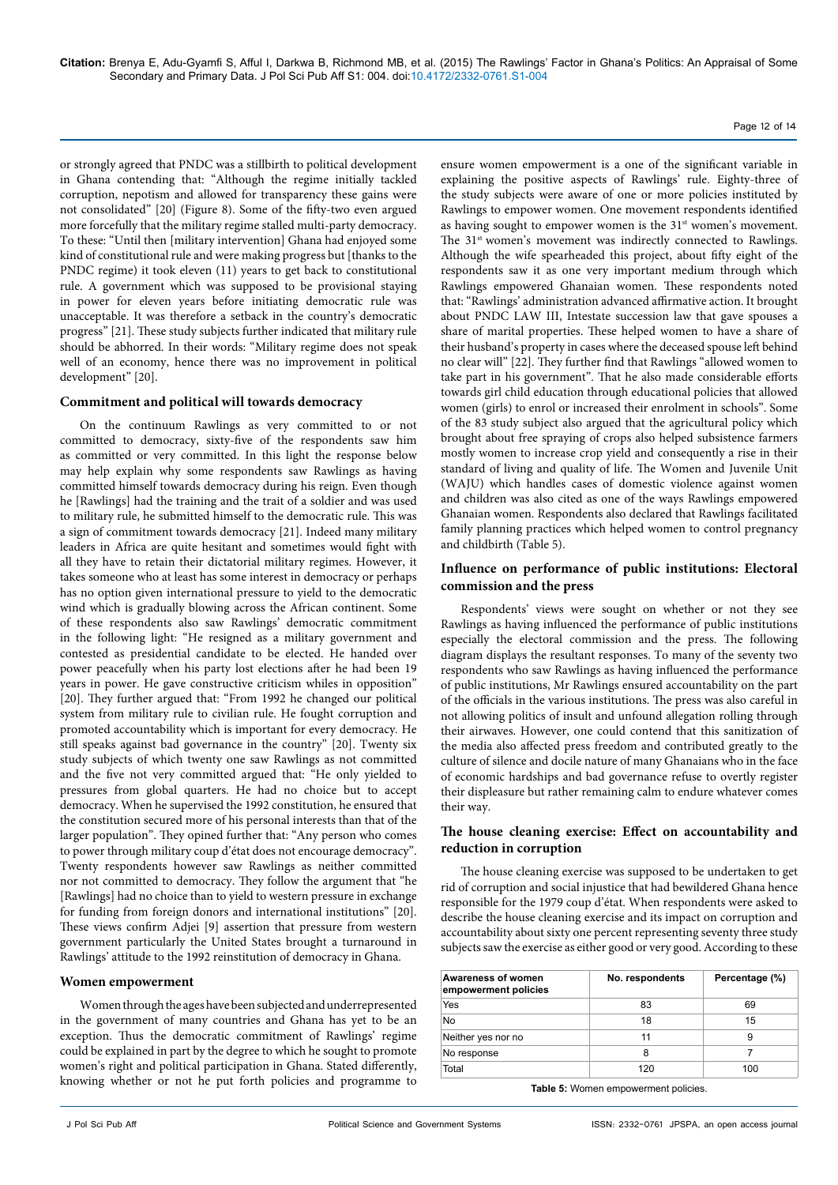or strongly agreed that PNDC was a stillbirth to political development in Ghana contending that: "Although the regime initially tackled corruption, nepotism and allowed for transparency these gains were not consolidated" [20] (Figure 8). Some of the fifty-two even argued more forcefully that the military regime stalled multi-party democracy. To these: "Until then [military intervention] Ghana had enjoyed some kind of constitutional rule and were making progress but [thanks to the PNDC regime) it took eleven (11) years to get back to constitutional rule. A government which was supposed to be provisional staying in power for eleven years before initiating democratic rule was unacceptable. It was therefore a setback in the country's democratic progress" [21]. These study subjects further indicated that military rule should be abhorred. In their words: "Military regime does not speak well of an economy, hence there was no improvement in political development" [20].

### Commitment and political will towards democracy

On the continuum Rawlings as very committed to or not committed to democracy, sixty-five of the respondents saw him as committed or very committed. In this light the response below may help explain why some respondents saw Rawlings as having committed himself towards democracy during his reign. Even though he [Rawlings] had the training and the trait of a soldier and was used to military rule, he submitted himself to the democratic rule. This was a sign of commitment towards democracy [21]. Indeed many military leaders in Africa are quite hesitant and sometimes would fight with all they have to retain their dictatorial military regimes. However, it takes someone who at least has some interest in democracy or perhaps has no option given international pressure to yield to the democratic wind which is gradually blowing across the African continent. Some of these respondents also saw Rawlings' democratic commitment in the following light: "He resigned as a military government and contested as presidential candidate to be elected. He handed over power peacefully when his party lost elections after he had been 19 years in power. He gave constructive criticism whiles in opposition" [20]. They further argued that: "From 1992 he changed our political system from military rule to civilian rule. He fought corruption and promoted accountability which is important for every democracy. He still speaks against bad governance in the country" [20]. Twenty six study subjects of which twenty one saw Rawlings as not committed and the five not very committed argued that: "He only yielded to pressures from global quarters. He had no choice but to accept democracy. When he supervised the 1992 constitution, he ensured that the constitution secured more of his personal interests than that of the larger population". They opined further that: "Any person who comes to power through military coup d'état does not encourage democracy". Twenty respondents however saw Rawlings as neither committed nor not committed to democracy. They follow the argument that "he [Rawlings] had no choice than to yield to western pressure in exchange for funding from foreign donors and international institutions" [20]. These views confirm Adjei [9] assertion that pressure from western government particularly the United States brought a turnaround in Rawlings' attitude to the 1992 reinstitution of democracy in Ghana.

### Women empowerment

Women through the ages have been subjected and underrepresented in the government of many countries and Ghana has yet to be an exception. Thus the democratic commitment of Rawlings' regime could be explained in part by the degree to which he sought to promote women's right and political participation in Ghana. Stated differently, knowing whether or not he put forth policies and programme to ensure women empowerment is a one of the significant variable in explaining the positive aspects of Rawlings' rule. Eighty-three of the study subjects were aware of one or more policies instituted by Rawlings to empower women. One movement respondents identified as having sought to empower women is the 31st women's movement. The 31st women's movement was indirectly connected to Rawlings. Although the wife spearheaded this project, about fifty eight of the respondents saw it as one very important medium through which Rawlings empowered Ghanaian women. These respondents noted that: "Rawlings' administration advanced affirmative action. It brought about PNDC LAW III, Intestate succession law that gave spouses a share of marital properties. These helped women to have a share of their husband's property in cases where the deceased spouse left behind no clear will" [22]. They further find that Rawlings "allowed women to take part in his government". That he also made considerable efforts towards girl child education through educational policies that allowed women (girls) to enrol or increased their enrolment in schools". Some of the 83 study subject also argued that the agricultural policy which brought about free spraying of crops also helped subsistence farmers mostly women to increase crop yield and consequently a rise in their standard of living and quality of life. The Women and Juvenile Unit (WAJU) which handles cases of domestic violence against women and children was also cited as one of the ways Rawlings empowered Ghanaian women. Respondents also declared that Rawlings facilitated family planning practices which helped women to control pregnancy and childbirth (Table 5).

| Awareness of women empowerment policies | No. respondents | Percentage (%) |
|---|---|---|
| Yes | 83 | 69 |
| No | 18 | 15 |
| Neither yes nor no | 11 | 9 |
| No response | 8 | 7 |
| Total | 120 | 100 |

**Table 5:** Women empowerment policies.

### Influence on performance of public institutions: Electoral commission and the press

Respondents' views were sought on whether or not they see Rawlings as having influenced the performance of public institutions especially the electoral commission and the press. The following diagram displays the resultant responses. To many of the seventy two respondents who saw Rawlings as having influenced the performance of public institutions, Mr Rawlings ensured accountability on the part of the officials in the various institutions. The press was also careful in not allowing politics of insult and unfound allegation rolling through their airwaves. However, one could contend that this sanitization of the media also affected press freedom and contributed greatly to the culture of silence and docile nature of many Ghanaians who in the face of economic hardships and bad governance refuse to overtly register their displeasure but rather remaining calm to endure whatever comes their way.

### The house cleaning exercise: Effect on accountability and reduction in corruption

The house cleaning exercise was supposed to be undertaken to get rid of corruption and social injustice that had bewildered Ghana hence responsible for the 1979 coup d'état. When respondents were asked to describe the house cleaning exercise and its impact on corruption and accountability about sixty one percent representing seventy three study subjects saw the exercise as either good or very good. According to these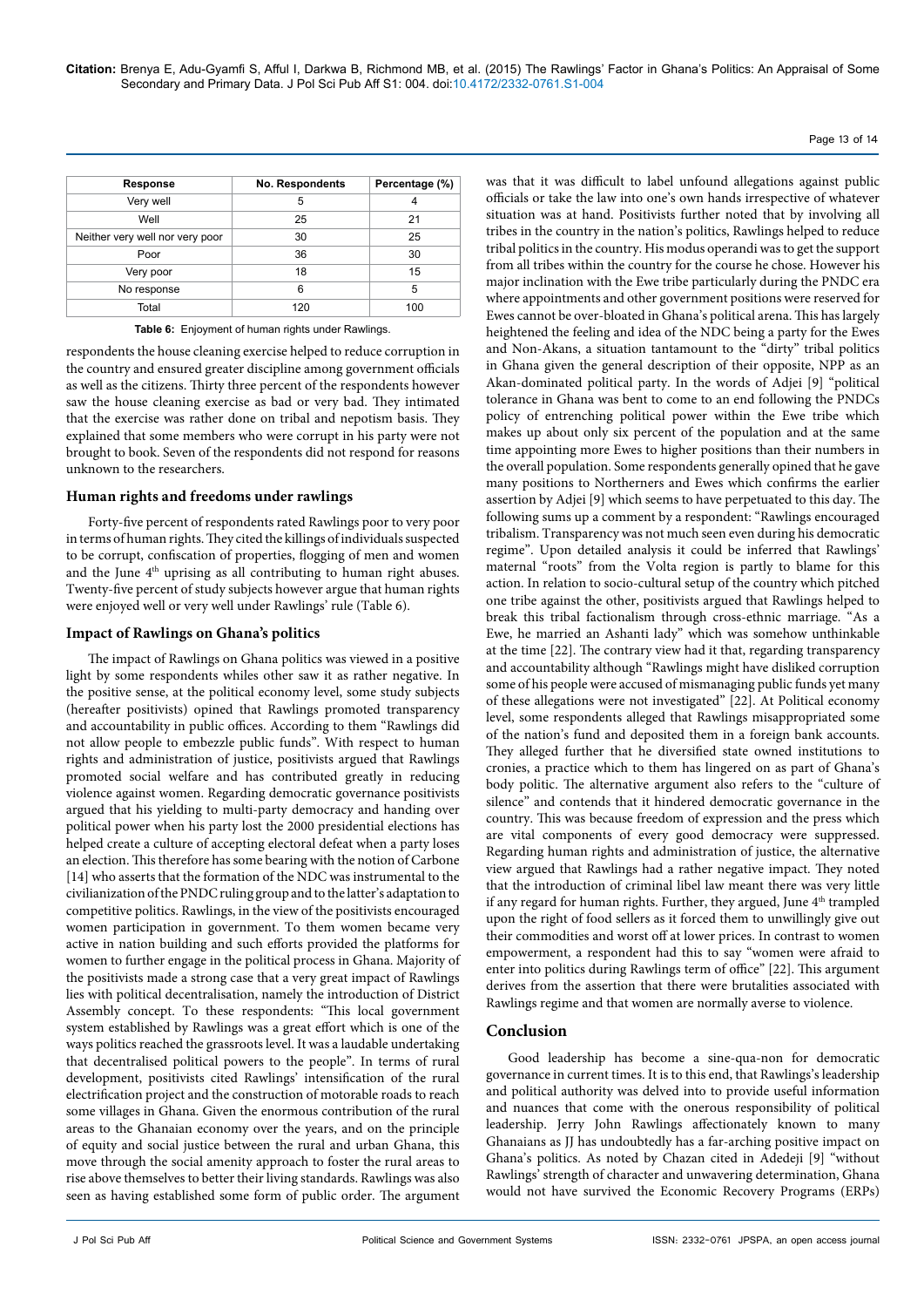| Response | No. Respondents | Percentage (%) |
|---|---|---|
| Very well | 5 | 4 |
| Well | 25 | 21 |
| Neither very well nor very poor | 30 | 25 |
| Poor | 36 | 30 |
| Very poor | 18 | 15 |
| No response | 6 | 5 |
| Total | 120 | 100 |

**Table 6:** Enjoyment of human rights under Rawlings.

respondents the house cleaning exercise helped to reduce corruption in the country and ensured greater discipline among government officials as well as the citizens. Thirty three percent of the respondents however saw the house cleaning exercise as bad or very bad. They intimated that the exercise was rather done on tribal and nepotism basis. They explained that some members who were corrupt in his party were not brought to book. Seven of the respondents did not respond for reasons unknown to the researchers.

### Human rights and freedoms under rawlings

Forty-five percent of respondents rated Rawlings poor to very poor in terms of human rights. They cited the killings of individuals suspected to be corrupt, confiscation of properties, flogging of men and women and the June 4th uprising as all contributing to human right abuses. Twenty-five percent of study subjects however argue that human rights were enjoyed well or very well under Rawlings' rule (Table 6).

### Impact of Rawlings on Ghana's politics

The impact of Rawlings on Ghana politics was viewed in a positive light by some respondents whiles other saw it as rather negative. In the positive sense, at the political economy level, some study subjects (hereafter positivists) opined that Rawlings promoted transparency and accountability in public offices. According to them "Rawlings did not allow people to embezzle public funds". With respect to human rights and administration of justice, positivists argued that Rawlings promoted social welfare and has contributed greatly in reducing violence against women. Regarding democratic governance positivists argued that his yielding to multi-party democracy and handing over political power when his party lost the 2000 presidential elections has helped create a culture of accepting electoral defeat when a party loses an election. This therefore has some bearing with the notion of Carbone [14] who asserts that the formation of the NDC was instrumental to the civilianization of the PNDC ruling group and to the latter's adaptation to competitive politics. Rawlings, in the view of the positivists encouraged women participation in government. To them women became very active in nation building and such efforts provided the platforms for women to further engage in the political process in Ghana. Majority of the positivists made a strong case that a very great impact of Rawlings lies with political decentralisation, namely the introduction of District Assembly concept. To these respondents: "This local government system established by Rawlings was a great effort which is one of the ways politics reached the grassroots level. It was a laudable undertaking that decentralised political powers to the people". In terms of rural development, positivists cited Rawlings' intensification of the rural electrification project and the construction of motorable roads to reach some villages in Ghana. Given the enormous contribution of the rural areas to the Ghanaian economy over the years, and on the principle of equity and social justice between the rural and urban Ghana, this move through the social amenity approach to foster the rural areas to rise above themselves to better their living standards. Rawlings was also seen as having established some form of public order. The argument was that it was difficult to label unfound allegations against public officials or take the law into one's own hands irrespective of whatever situation was at hand. Positivists further noted that by involving all tribes in the country in the nation's politics, Rawlings helped to reduce tribal politics in the country. His modus operandi was to get the support from all tribes within the country for the course he chose. However his major inclination with the Ewe tribe particularly during the PNDC era where appointments and other government positions were reserved for Ewes cannot be over-bloated in Ghana's political arena. This has largely heightened the feeling and idea of the NDC being a party for the Ewes and Non-Akans, a situation tantamount to the "dirty" tribal politics in Ghana given the general description of their opposite, NPP as an Akan-dominated political party. In the words of Adjei [9] "political tolerance in Ghana was bent to come to an end following the PNDCs policy of entrenching political power within the Ewe tribe which makes up about only six percent of the population and at the same time appointing more Ewes to higher positions than their numbers in the overall population. Some respondents generally opined that he gave many positions to Northerners and Ewes which confirms the earlier assertion by Adjei [9] which seems to have perpetuated to this day. The following sums up a comment by a respondent: "Rawlings encouraged tribalism. Transparency was not much seen even during his democratic regime". Upon detailed analysis it could be inferred that Rawlings' maternal "roots" from the Volta region is partly to blame for this action. In relation to socio-cultural setup of the country which pitched one tribe against the other, positivists argued that Rawlings helped to break this tribal factionalism through cross-ethnic marriage. "As a Ewe, he married an Ashanti lady" which was somehow unthinkable at the time [22]. The contrary view had it that, regarding transparency and accountability although "Rawlings might have disliked corruption some of his people were accused of mismanaging public funds yet many of these allegations were not investigated" [22]. At Political economy level, some respondents alleged that Rawlings misappropriated some of the nation's fund and deposited them in a foreign bank accounts. They alleged further that he diversified state owned institutions to cronies, a practice which to them has lingered on as part of Ghana's body politic. The alternative argument also refers to the "culture of silence" and contends that it hindered democratic governance in the country. This was because freedom of expression and the press which are vital components of every good democracy were suppressed. Regarding human rights and administration of justice, the alternative view argued that Rawlings had a rather negative impact. They noted that the introduction of criminal libel law meant there was very little if any regard for human rights. Further, they argued, June 4th trampled upon the right of food sellers as it forced them to unwillingly give out their commodities and worst off at lower prices. In contrast to women empowerment, a respondent had this to say "women were afraid to enter into politics during Rawlings term of office" [22]. This argument derives from the assertion that there were brutalities associated with Rawlings regime and that women are normally averse to violence.

## Conclusion

Good leadership has become a sine-qua-non for democratic governance in current times. It is to this end, that Rawlings's leadership and political authority was delved into to provide useful information and nuances that come with the onerous responsibility of political leadership. Jerry John Rawlings affectionately known to many Ghanaians as JJ has undoubtedly has a far-arching positive impact on Ghana's politics. As noted by Chazan cited in Adedeji [9] "without Rawlings' strength of character and unwavering determination, Ghana would not have survived the Economic Recovery Programs (ERPs)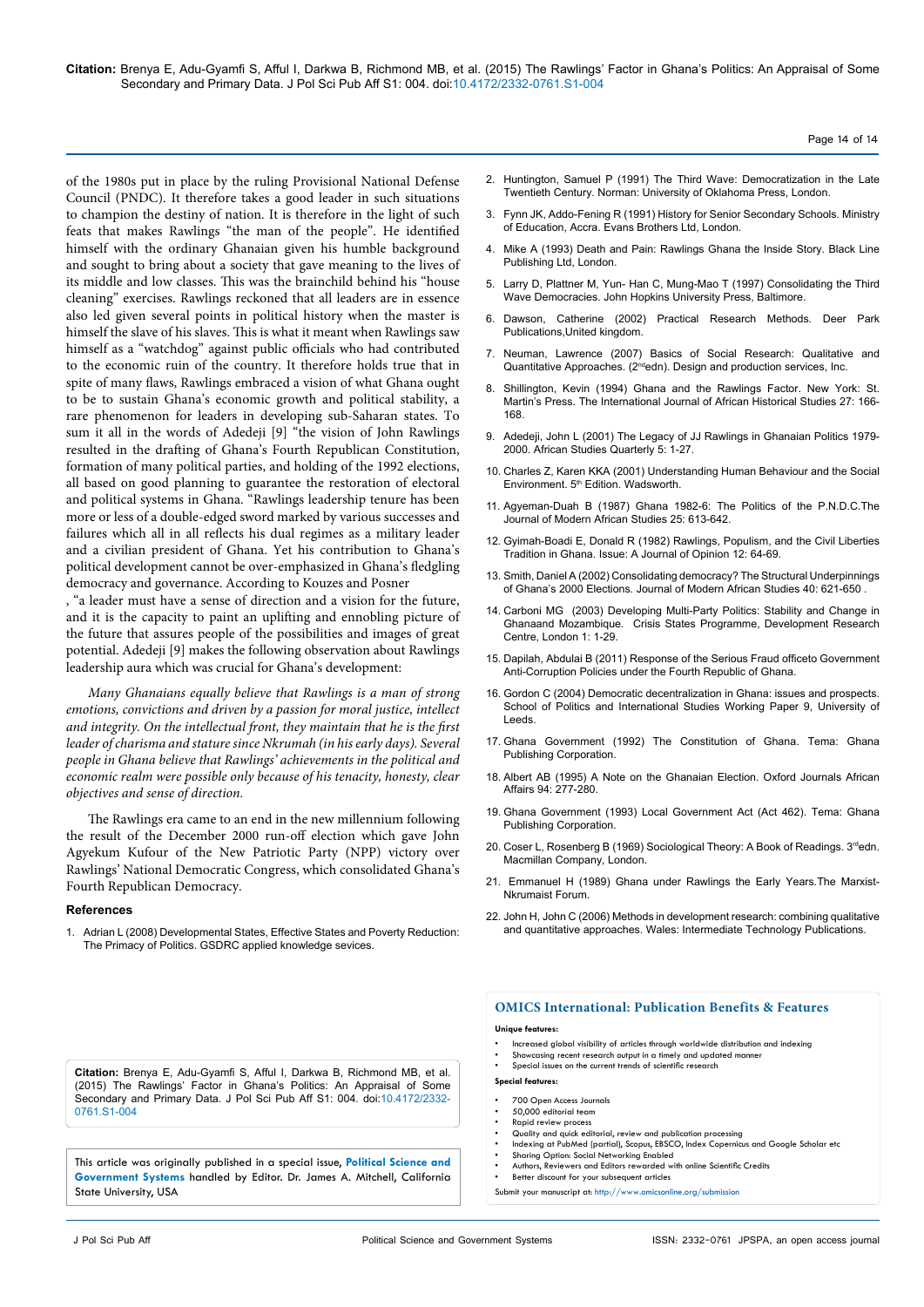of the 1980s put in place by the ruling Provisional National Defense Council (PNDC). It therefore takes a good leader in such situations to champion the destiny of nation. It is therefore in the light of such feats that makes Rawlings "the man of the people". He identified himself with the ordinary Ghanaian given his humble background and sought to bring about a society that gave meaning to the lives of its middle and low classes. This was the brainchild behind his "house cleaning" exercises. Rawlings reckoned that all leaders are in essence also led given several points in political history when the master is himself the slave of his slaves. This is what it meant when Rawlings saw himself as a "watchdog" against public officials who had contributed to the economic ruin of the country. It therefore holds true that in spite of many flaws, Rawlings embraced a vision of what Ghana ought to be to sustain Ghana's economic growth and political stability, a rare phenomenon for leaders in developing sub-Saharan states. To sum it all in the words of Adedeji [9] "the vision of John Rawlings resulted in the drafting of Ghana's Fourth Republican Constitution, formation of many political parties, and holding of the 1992 elections, all based on good planning to guarantee the restoration of electoral and political systems in Ghana. "Rawlings leadership tenure has been more or less of a double-edged sword marked by various successes and failures which all in all reflects his dual regimes as a military leader and a civilian president of Ghana. Yet his contribution to Ghana's political development cannot be over-emphasized in Ghana's fledgling democracy and governance. According to Kouzes and Posner , "a leader must have a sense of direction and a vision for the future, and it is the capacity to paint an uplifting and ennobling picture of the future that assures people of the possibilities and images of great potential. Adedeji [9] makes the following observation about Rawlings leadership aura which was crucial for Ghana's development:

*Many Ghanaians equally believe that Rawlings is a man of strong emotions, convictions and driven by a passion for moral justice, intellect and integrity. On the intellectual front, they maintain that he is the first leader of charisma and stature since Nkrumah (in his early days). Several people in Ghana believe that Rawlings' achievements in the political and economic realm were possible only because of his tenacity, honesty, clear objectives and sense of direction.*

The Rawlings era came to an end in the new millennium following the result of the December 2000 run-off election which gave John Agyekum Kufour of the New Patriotic Party (NPP) victory over Rawlings' National Democratic Congress, which consolidated Ghana's Fourth Republican Democracy.

### References

1. Adrian L (2008) Developmental States, Effective States and Poverty Reduction: The Primacy of Politics. GSDRC applied knowledge sevices.
2. Huntington, Samuel P (1991) The Third Wave: Democratization in the Late Twentieth Century. Norman: University of Oklahoma Press, London.
3. Fynn JK, Addo-Fening R (1991) History for Senior Secondary Schools. Ministry of Education, Accra. Evans Brothers Ltd, London.
4. Mike A (1993) Death and Pain: Rawlings Ghana the Inside Story. Black Line Publishing Ltd, London.
5. Larry D, Plattner M, Yun- Han C, Mung-Mao T (1997) Consolidating the Third Wave Democracies. John Hopkins University Press, Baltimore.
6. Dawson, Catherine (2002) Practical Research Methods. Deer Park Publications,United kingdom.
7. Neuman, Lawrence (2007) Basics of Social Research: Qualitative and Quantitative Approaches. (2ndedn). Design and production services, Inc.
8. Shillington, Kevin (1994) Ghana and the Rawlings Factor. New York: St. Martin's Press. The International Journal of African Historical Studies 27: 166-168.
9. Adedeji, John L (2001) The Legacy of JJ Rawlings in Ghanaian Politics 1979-2000. African Studies Quarterly 5: 1-27.
10. Charles Z, Karen KKA (2001) Understanding Human Behaviour and the Social Environment. 5th Edition. Wadsworth.
11. Agyeman-Duah B (1987) Ghana 1982-6: The Politics of the P.N.D.C.The Journal of Modern African Studies 25: 613-642.
12. Gyimah-Boadi E, Donald R (1982) Rawlings, Populism, and the Civil Liberties Tradition in Ghana. Issue: A Journal of Opinion 12: 64-69.
13. Smith, Daniel A (2002) Consolidating democracy? The Structural Underpinnings of Ghana's 2000 Elections. Journal of Modern African Studies 40: 621-650 .
14. Carboni MG (2003) Developing Multi-Party Politics: Stability and Change in Ghanaand Mozambique. Crisis States Programme, Development Research Centre, London 1: 1-29.
15. Dapilah, Abdulai B (2011) Response of the Serious Fraud officeto Government Anti-Corruption Policies under the Fourth Republic of Ghana.
16. Gordon C (2004) Democratic decentralization in Ghana: issues and prospects. School of Politics and International Studies Working Paper 9, University of Leeds.
17. Ghana Government (1992) The Constitution of Ghana. Tema: Ghana Publishing Corporation.
18. Albert AB (1995) A Note on the Ghanaian Election. Oxford Journals African Affairs 94: 277-280.
19. Ghana Government (1993) Local Government Act (Act 462). Tema: Ghana Publishing Corporation.
20. Coser L, Rosenberg B (1969) Sociological Theory: A Book of Readings. 3rdedn. Macmillan Company, London.
21. Emmanuel H (1989) Ghana under Rawlings the Early Years.The Marxist-Nkrumaist Forum.
22. John H, John C (2006) Methods in development research: combining qualitative and quantitative approaches. Wales: Intermediate Technology Publications.

**Citation:** Brenya E, Adu-Gyamfi S, Afful I, Darkwa B, Richmond MB, et al. (2015) The Rawlings' Factor in Ghana's Politics: An Appraisal of Some Secondary and Primary Data. J Pol Sci Pub Aff S1: 004. doi:10.4172/2332-0761.S1-004

This article was originally published in a special issue, **Political Science and Government Systems** handled by Editor. Dr. James A. Mitchell, California State University, USA

**OMICS International: Publication Benefits & Features**

**Unique features:**

- Increased global visibility of articles through worldwide distribution and indexing
- Showcasing recent research output in a timely and updated manner
- Special issues on the current trends of scientific research

**Special features:**

- 700 Open Access Journals
- 50,000 editorial team
- Rapid review process
- Quality and quick editorial, review and publication processing
- Indexing at PubMed (partial), Scopus, EBSCO, Index Copernicus and Google Scholar etc
- Sharing Option: Social Networking Enabled
- Authors, Reviewers and Editors rewarded with online Scientific Credits
- Better discount for your subsequent articles

Submit your manuscript at: http://www.omicsonline.org/submission